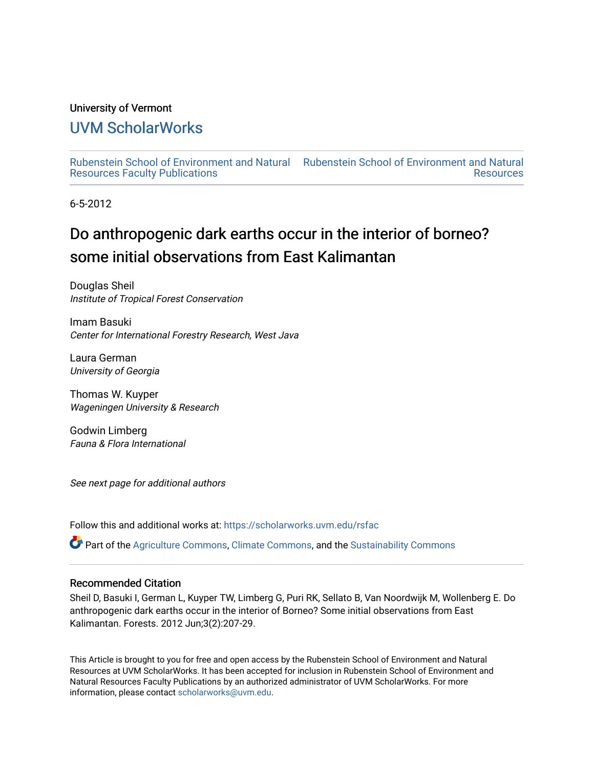University of Vermont

# UVM ScholarWorks

Rubenstein School of Environment and Natural Resources Faculty Publications | Rubenstein School of Environment and Natural Resources

6-5-2012

# Do anthropogenic dark earths occur in the interior of borneo? some initial observations from East Kalimantan

Douglas Sheil
*Institute of Tropical Forest Conservation*

Imam Basuki
*Center for International Forestry Research, West Java*

Laura German
*University of Georgia*

Thomas W. Kuyper
*Wageningen University & Research*

Godwin Limberg
*Fauna & Flora International*

*See next page for additional authors*

Follow this and additional works at: https://scholarworks.uvm.edu/rsfac

Part of the Agriculture Commons, Climate Commons, and the Sustainability Commons

### Recommended Citation

Sheil D, Basuki I, German L, Kuyper TW, Limberg G, Puri RK, Sellato B, Van Noordwijk M, Wollenberg E. Do anthropogenic dark earths occur in the interior of Borneo? Some initial observations from East Kalimantan. Forests. 2012 Jun;3(2):207-29.

This Article is brought to you for free and open access by the Rubenstein School of Environment and Natural Resources at UVM ScholarWorks. It has been accepted for inclusion in Rubenstein School of Environment and Natural Resources Faculty Publications by an authorized administrator of UVM ScholarWorks. For more information, please contact scholarworks@uvm.edu.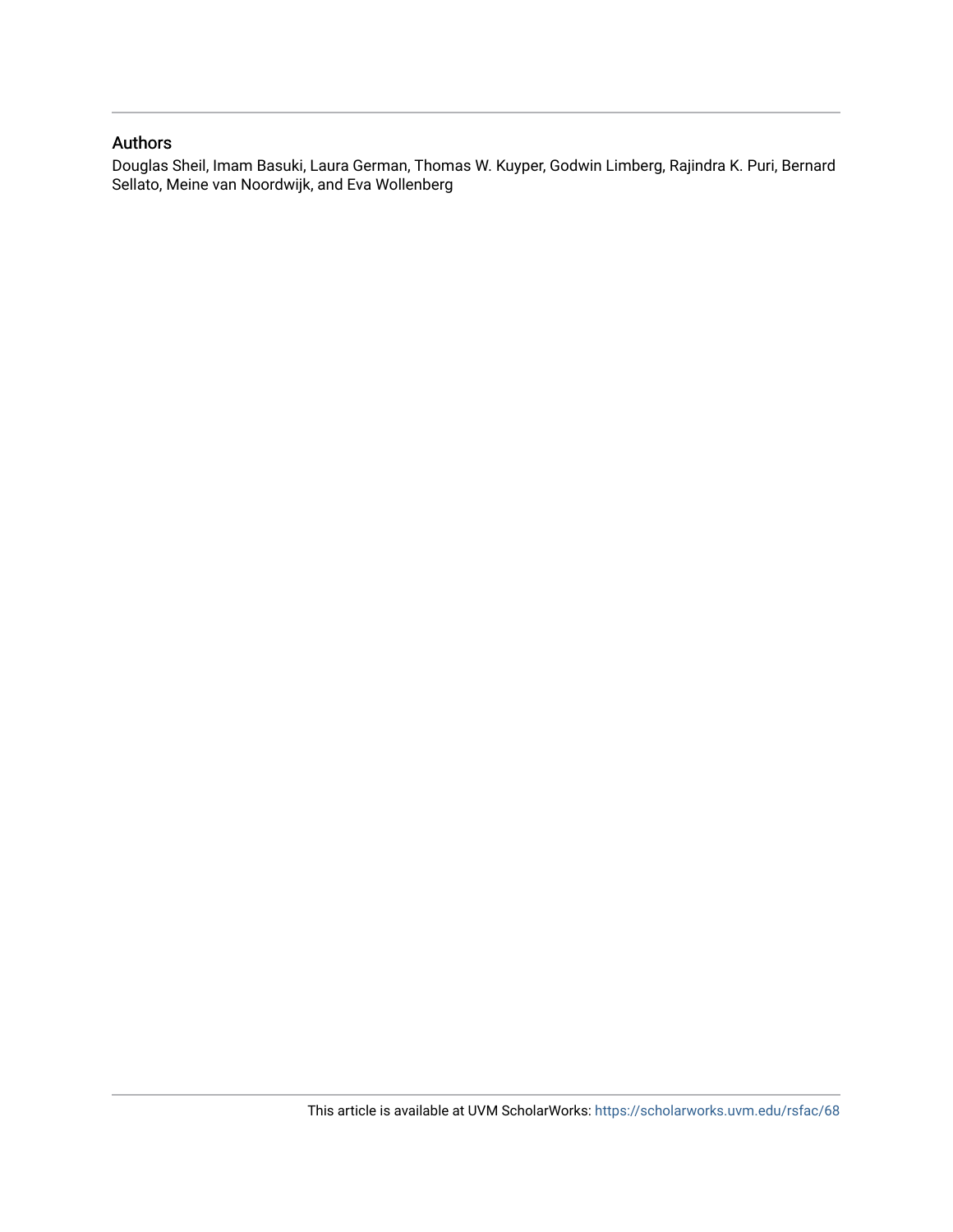## Authors

Douglas Sheil, Imam Basuki, Laura German, Thomas W. Kuyper, Godwin Limberg, Rajindra K. Puri, Bernard Sellato, Meine van Noordwijk, and Eva Wollenberg

This article is available at UVM ScholarWorks: https://scholarworks.uvm.edu/rsfac/68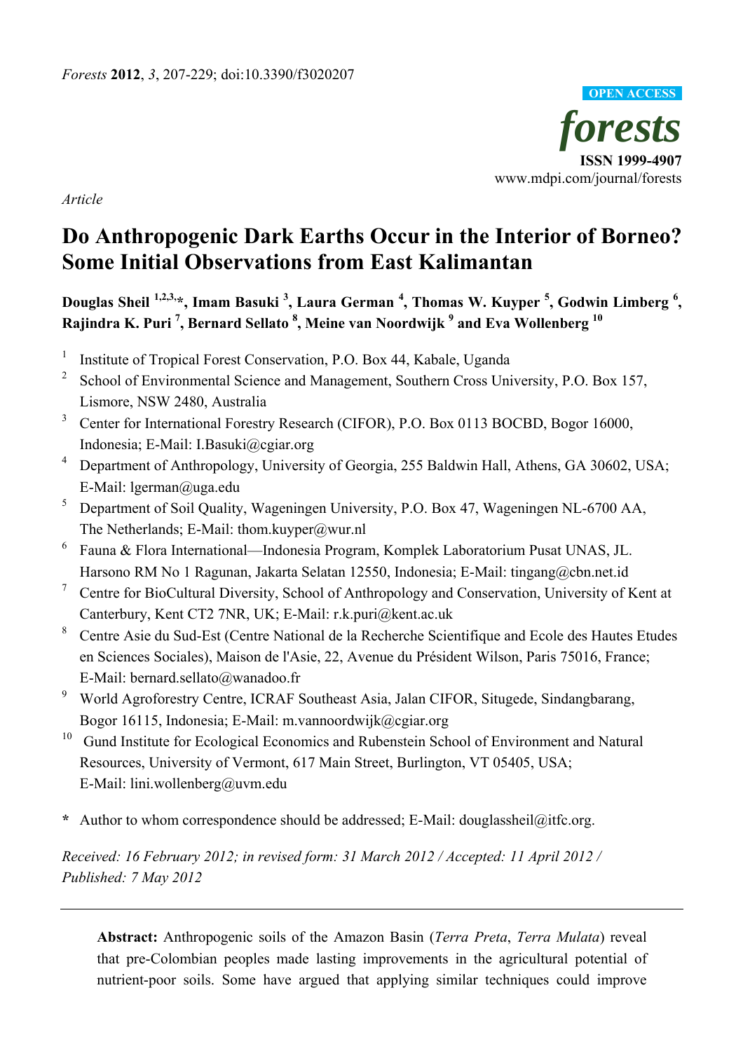*Article*

# Do Anthropogenic Dark Earths Occur in the Interior of Borneo? Some Initial Observations from East Kalimantan

**Douglas Sheil [1,2,3,*], Imam Basuki [3], Laura German [4], Thomas W. Kuyper [5], Godwin Limberg [6], Rajindra K. Puri [7], Bernard Sellato [8], Meine van Noordwijk [9] and Eva Wollenberg [10]**

1. Institute of Tropical Forest Conservation, P.O. Box 44, Kabale, Uganda
2. School of Environmental Science and Management, Southern Cross University, P.O. Box 157, Lismore, NSW 2480, Australia
3. Center for International Forestry Research (CIFOR), P.O. Box 0113 BOCBD, Bogor 16000, Indonesia; E-Mail: I.Basuki@cgiar.org
4. Department of Anthropology, University of Georgia, 255 Baldwin Hall, Athens, GA 30602, USA; E-Mail: lgerman@uga.edu
5. Department of Soil Quality, Wageningen University, P.O. Box 47, Wageningen NL-6700 AA, The Netherlands; E-Mail: thom.kuyper@wur.nl
6. Fauna & Flora International—Indonesia Program, Komplek Laboratorium Pusat UNAS, JL. Harsono RM No 1 Ragunan, Jakarta Selatan 12550, Indonesia; E-Mail: tingang@cbn.net.id
7. Centre for BioCultural Diversity, School of Anthropology and Conservation, University of Kent at Canterbury, Kent CT2 7NR, UK; E-Mail: r.k.puri@kent.ac.uk
8. Centre Asie du Sud-Est (Centre National de la Recherche Scientifique and Ecole des Hautes Etudes en Sciences Sociales), Maison de l'Asie, 22, Avenue du Président Wilson, Paris 75016, France; E-Mail: bernard.sellato@wanadoo.fr
9. World Agroforestry Centre, ICRAF Southeast Asia, Jalan CIFOR, Situgede, Sindangbarang, Bogor 16115, Indonesia; E-Mail: m.vannoordwijk@cgiar.org
10. Gund Institute for Ecological Economics and Rubenstein School of Environment and Natural Resources, University of Vermont, 617 Main Street, Burlington, VT 05405, USA; E-Mail: lini.wollenberg@uvm.edu

\* Author to whom correspondence should be addressed; E-Mail: douglassheil@itfc.org.

*Received: 16 February 2012; in revised form: 31 March 2012 / Accepted: 11 April 2012 / Published: 7 May 2012*

---

**Abstract:** Anthropogenic soils of the Amazon Basin (*Terra Preta*, *Terra Mulata*) reveal that pre-Colombian peoples made lasting improvements in the agricultural potential of nutrient-poor soils. Some have argued that applying similar techniques could improve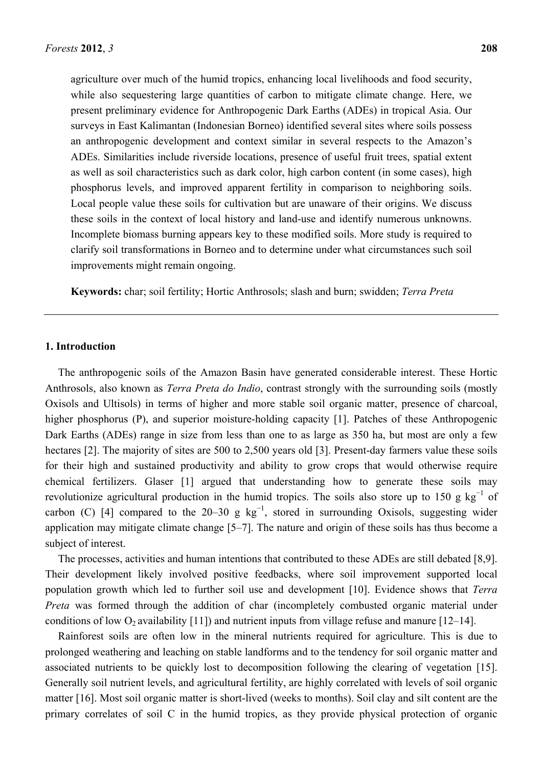agriculture over much of the humid tropics, enhancing local livelihoods and food security, while also sequestering large quantities of carbon to mitigate climate change. Here, we present preliminary evidence for Anthropogenic Dark Earths (ADEs) in tropical Asia. Our surveys in East Kalimantan (Indonesian Borneo) identified several sites where soils possess an anthropogenic development and context similar in several respects to the Amazon's ADEs. Similarities include riverside locations, presence of useful fruit trees, spatial extent as well as soil characteristics such as dark color, high carbon content (in some cases), high phosphorus levels, and improved apparent fertility in comparison to neighboring soils. Local people value these soils for cultivation but are unaware of their origins. We discuss these soils in the context of local history and land-use and identify numerous unknowns. Incomplete biomass burning appears key to these modified soils. More study is required to clarify soil transformations in Borneo and to determine under what circumstances such soil improvements might remain ongoing.

**Keywords:** char; soil fertility; Hortic Anthrosols; slash and burn; swidden; *Terra Preta*

## 1. Introduction

The anthropogenic soils of the Amazon Basin have generated considerable interest. These Hortic Anthrosols, also known as *Terra Preta do Indio*, contrast strongly with the surrounding soils (mostly Oxisols and Ultisols) in terms of higher and more stable soil organic matter, presence of charcoal, higher phosphorus (P), and superior moisture-holding capacity [1]. Patches of these Anthropogenic Dark Earths (ADEs) range in size from less than one to as large as 350 ha, but most are only a few hectares [2]. The majority of sites are 500 to 2,500 years old [3]. Present-day farmers value these soils for their high and sustained productivity and ability to grow crops that would otherwise require chemical fertilizers. Glaser [1] argued that understanding how to generate these soils may revolutionize agricultural production in the humid tropics. The soils also store up to 150 g $kg^{-1}$ of carbon (C) [4] compared to the 20–30 g $kg^{-1}$, stored in surrounding Oxisols, suggesting wider application may mitigate climate change [5–7]. The nature and origin of these soils has thus become a subject of interest.

The processes, activities and human intentions that contributed to these ADEs are still debated [8,9]. Their development likely involved positive feedbacks, where soil improvement supported local population growth which led to further soil use and development [10]. Evidence shows that *Terra Preta* was formed through the addition of char (incompletely combusted organic material under conditions of low $O_2$ availability [11]) and nutrient inputs from village refuse and manure [12–14].

Rainforest soils are often low in the mineral nutrients required for agriculture. This is due to prolonged weathering and leaching on stable landforms and to the tendency for soil organic matter and associated nutrients to be quickly lost to decomposition following the clearing of vegetation [15]. Generally soil nutrient levels, and agricultural fertility, are highly correlated with levels of soil organic matter [16]. Most soil organic matter is short-lived (weeks to months). Soil clay and silt content are the primary correlates of soil C in the humid tropics, as they provide physical protection of organic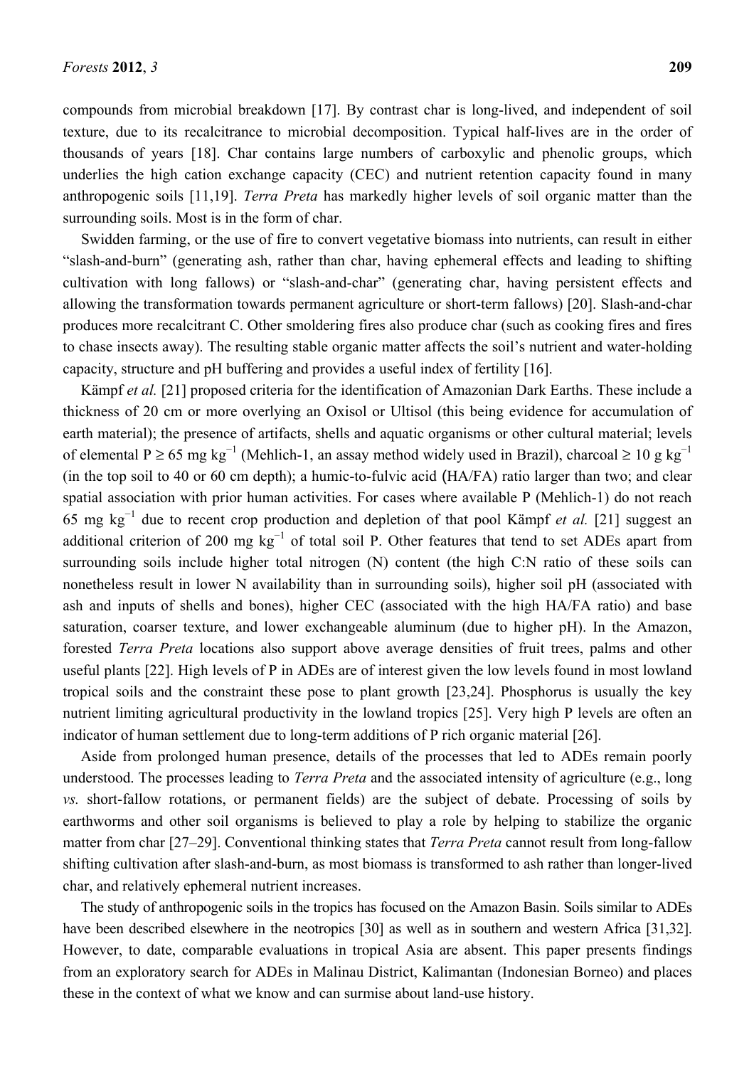compounds from microbial breakdown [17]. By contrast char is long-lived, and independent of soil texture, due to its recalcitrance to microbial decomposition. Typical half-lives are in the order of thousands of years [18]. Char contains large numbers of carboxylic and phenolic groups, which underlies the high cation exchange capacity (CEC) and nutrient retention capacity found in many anthropogenic soils [11,19]. *Terra Preta* has markedly higher levels of soil organic matter than the surrounding soils. Most is in the form of char.

Swidden farming, or the use of fire to convert vegetative biomass into nutrients, can result in either "slash-and-burn" (generating ash, rather than char, having ephemeral effects and leading to shifting cultivation with long fallows) or "slash-and-char" (generating char, having persistent effects and allowing the transformation towards permanent agriculture or short-term fallows) [20]. Slash-and-char produces more recalcitrant C. Other smoldering fires also produce char (such as cooking fires and fires to chase insects away). The resulting stable organic matter affects the soil's nutrient and water-holding capacity, structure and pH buffering and provides a useful index of fertility [16].

Kämpf *et al.* [21] proposed criteria for the identification of Amazonian Dark Earths. These include a thickness of 20 cm or more overlying an Oxisol or Ultisol (this being evidence for accumulation of earth material); the presence of artifacts, shells and aquatic organisms or other cultural material; levels of elemental P ≥ 65 mg $kg^{-1}$ (Mehlich-1, an assay method widely used in Brazil), charcoal ≥ 10 g $kg^{-1}$ (in the top soil to 40 or 60 cm depth); a humic-to-fulvic acid (HA/FA) ratio larger than two; and clear spatial association with prior human activities. For cases where available P (Mehlich-1) do not reach 65 mg $kg^{-1}$ due to recent crop production and depletion of that pool Kämpf *et al.* [21] suggest an additional criterion of 200 mg $kg^{-1}$ of total soil P. Other features that tend to set ADEs apart from surrounding soils include higher total nitrogen (N) content (the high C:N ratio of these soils can nonetheless result in lower N availability than in surrounding soils), higher soil pH (associated with ash and inputs of shells and bones), higher CEC (associated with the high HA/FA ratio) and base saturation, coarser texture, and lower exchangeable aluminum (due to higher pH). In the Amazon, forested *Terra Preta* locations also support above average densities of fruit trees, palms and other useful plants [22]. High levels of P in ADEs are of interest given the low levels found in most lowland tropical soils and the constraint these pose to plant growth [23,24]. Phosphorus is usually the key nutrient limiting agricultural productivity in the lowland tropics [25]. Very high P levels are often an indicator of human settlement due to long-term additions of P rich organic material [26].

Aside from prolonged human presence, details of the processes that led to ADEs remain poorly understood. The processes leading to *Terra Preta* and the associated intensity of agriculture (e.g., long *vs.* short-fallow rotations, or permanent fields) are the subject of debate. Processing of soils by earthworms and other soil organisms is believed to play a role by helping to stabilize the organic matter from char [27–29]. Conventional thinking states that *Terra Preta* cannot result from long-fallow shifting cultivation after slash-and-burn, as most biomass is transformed to ash rather than longer-lived char, and relatively ephemeral nutrient increases.

The study of anthropogenic soils in the tropics has focused on the Amazon Basin. Soils similar to ADEs have been described elsewhere in the neotropics [30] as well as in southern and western Africa [31,32]. However, to date, comparable evaluations in tropical Asia are absent. This paper presents findings from an exploratory search for ADEs in Malinau District, Kalimantan (Indonesian Borneo) and places these in the context of what we know and can surmise about land-use history.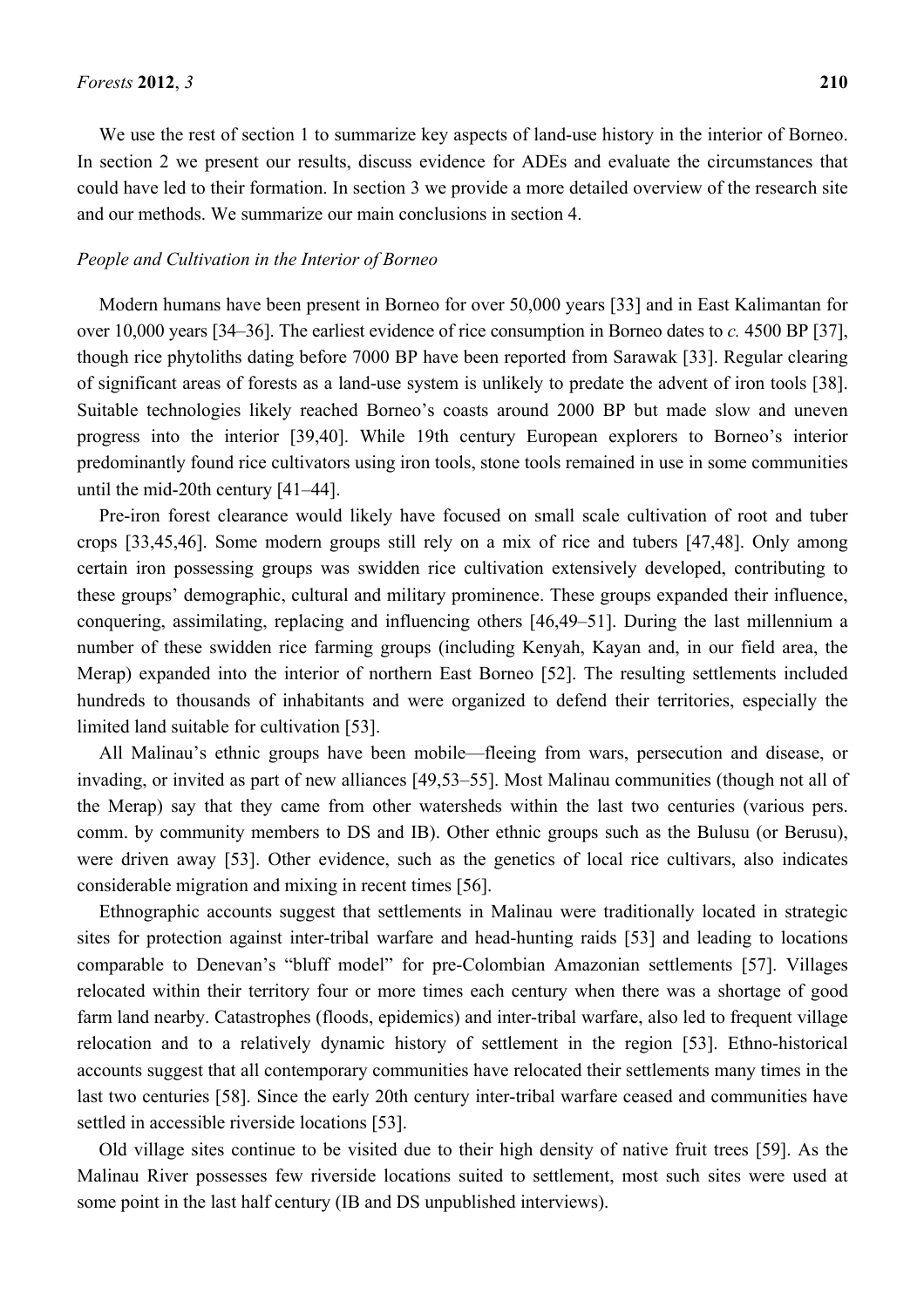We use the rest of section 1 to summarize key aspects of land-use history in the interior of Borneo. In section 2 we present our results, discuss evidence for ADEs and evaluate the circumstances that could have led to their formation. In section 3 we provide a more detailed overview of the research site and our methods. We summarize our main conclusions in section 4.

*People and Cultivation in the Interior of Borneo*

Modern humans have been present in Borneo for over 50,000 years [33] and in East Kalimantan for over 10,000 years [34–36]. The earliest evidence of rice consumption in Borneo dates to *c.* 4500 BP [37], though rice phytoliths dating before 7000 BP have been reported from Sarawak [33]. Regular clearing of significant areas of forests as a land-use system is unlikely to predate the advent of iron tools [38]. Suitable technologies likely reached Borneo's coasts around 2000 BP but made slow and uneven progress into the interior [39,40]. While 19th century European explorers to Borneo's interior predominantly found rice cultivators using iron tools, stone tools remained in use in some communities until the mid-20th century [41–44].

Pre-iron forest clearance would likely have focused on small scale cultivation of root and tuber crops [33,45,46]. Some modern groups still rely on a mix of rice and tubers [47,48]. Only among certain iron possessing groups was swidden rice cultivation extensively developed, contributing to these groups' demographic, cultural and military prominence. These groups expanded their influence, conquering, assimilating, replacing and influencing others [46,49–51]. During the last millennium a number of these swidden rice farming groups (including Kenyah, Kayan and, in our field area, the Merap) expanded into the interior of northern East Borneo [52]. The resulting settlements included hundreds to thousands of inhabitants and were organized to defend their territories, especially the limited land suitable for cultivation [53].

All Malinau's ethnic groups have been mobile—fleeing from wars, persecution and disease, or invading, or invited as part of new alliances [49,53–55]. Most Malinau communities (though not all of the Merap) say that they came from other watersheds within the last two centuries (various pers. comm. by community members to DS and IB). Other ethnic groups such as the Bulusu (or Berusu), were driven away [53]. Other evidence, such as the genetics of local rice cultivars, also indicates considerable migration and mixing in recent times [56].

Ethnographic accounts suggest that settlements in Malinau were traditionally located in strategic sites for protection against inter-tribal warfare and head-hunting raids [53] and leading to locations comparable to Denevan's "bluff model" for pre-Colombian Amazonian settlements [57]. Villages relocated within their territory four or more times each century when there was a shortage of good farm land nearby. Catastrophes (floods, epidemics) and inter-tribal warfare, also led to frequent village relocation and to a relatively dynamic history of settlement in the region [53]. Ethno-historical accounts suggest that all contemporary communities have relocated their settlements many times in the last two centuries [58]. Since the early 20th century inter-tribal warfare ceased and communities have settled in accessible riverside locations [53].

Old village sites continue to be visited due to their high density of native fruit trees [59]. As the Malinau River possesses few riverside locations suited to settlement, most such sites were used at some point in the last half century (IB and DS unpublished interviews).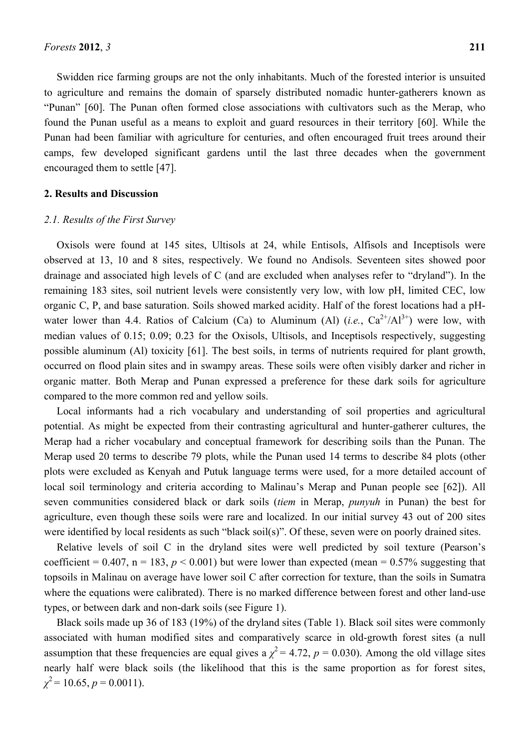Swidden rice farming groups are not the only inhabitants. Much of the forested interior is unsuited to agriculture and remains the domain of sparsely distributed nomadic hunter-gatherers known as "Punan" [60]. The Punan often formed close associations with cultivators such as the Merap, who found the Punan useful as a means to exploit and guard resources in their territory [60]. While the Punan had been familiar with agriculture for centuries, and often encouraged fruit trees around their camps, few developed significant gardens until the last three decades when the government encouraged them to settle [47].

## 2. Results and Discussion

### *2.1. Results of the First Survey*

Oxisols were found at 145 sites, Ultisols at 24, while Entisols, Alfisols and Inceptisols were observed at 13, 10 and 8 sites, respectively. We found no Andisols. Seventeen sites showed poor drainage and associated high levels of C (and are excluded when analyses refer to "dryland"). In the remaining 183 sites, soil nutrient levels were consistently very low, with low pH, limited CEC, low organic C, P, and base saturation. Soils showed marked acidity. Half of the forest locations had a pH-water lower than 4.4. Ratios of Calcium (Ca) to Aluminum (Al) (*i.e.*, $Ca^{2+}/Al^{3+}$) were low, with median values of 0.15; 0.09; 0.23 for the Oxisols, Ultisols, and Inceptisols respectively, suggesting possible aluminum (Al) toxicity [61]. The best soils, in terms of nutrients required for plant growth, occurred on flood plain sites and in swampy areas. These soils were often visibly darker and richer in organic matter. Both Merap and Punan expressed a preference for these dark soils for agriculture compared to the more common red and yellow soils.

Local informants had a rich vocabulary and understanding of soil properties and agricultural potential. As might be expected from their contrasting agricultural and hunter-gatherer cultures, the Merap had a richer vocabulary and conceptual framework for describing soils than the Punan. The Merap used 20 terms to describe 79 plots, while the Punan used 14 terms to describe 84 plots (other plots were excluded as Kenyah and Putuk language terms were used, for a more detailed account of local soil terminology and criteria according to Malinau's Merap and Punan people see [62]). All seven communities considered black or dark soils (*tiem* in Merap, *punyuh* in Punan) the best for agriculture, even though these soils were rare and localized. In our initial survey 43 out of 200 sites were identified by local residents as such "black soil(s)". Of these, seven were on poorly drained sites.

Relative levels of soil C in the dryland sites were well predicted by soil texture (Pearson's coefficient = 0.407, n = 183, $p < 0.001$) but were lower than expected (mean = 0.57% suggesting that topsoils in Malinau on average have lower soil C after correction for texture, than the soils in Sumatra where the equations were calibrated). There is no marked difference between forest and other land-use types, or between dark and non-dark soils (see Figure 1).

Black soils made up 36 of 183 (19%) of the dryland sites (Table 1). Black soil sites were commonly associated with human modified sites and comparatively scarce in old-growth forest sites (a null assumption that these frequencies are equal gives a $\chi^2 = 4.72$, $p = 0.030$). Among the old village sites nearly half were black soils (the likelihood that this is the same proportion as for forest sites, $\chi^2 = 10.65$, $p = 0.0011$).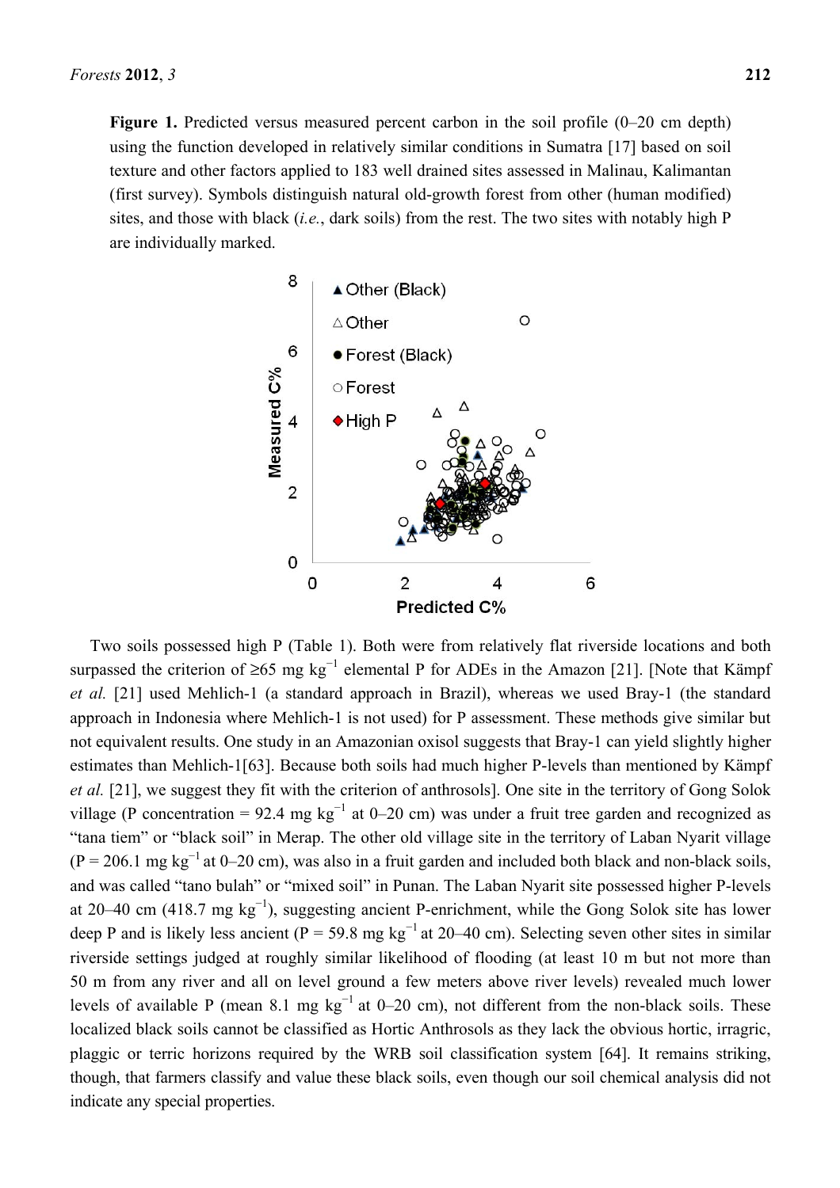**Figure 1.** Predicted versus measured percent carbon in the soil profile (0–20 cm depth) using the function developed in relatively similar conditions in Sumatra [17] based on soil texture and other factors applied to 183 well drained sites assessed in Malinau, Kalimantan (first survey). Symbols distinguish natural old-growth forest from other (human modified) sites, and those with black (*i.e.*, dark soils) from the rest. The two sites with notably high P are individually marked.

Two soils possessed high P (Table 1). Both were from relatively flat riverside locations and both surpassed the criterion of ≥65 mg kg$^{-1}$ elemental P for ADEs in the Amazon [21]. [Note that Kämpf *et al.* [21] used Mehlich-1 (a standard approach in Brazil), whereas we used Bray-1 (the standard approach in Indonesia where Mehlich-1 is not used) for P assessment. These methods give similar but not equivalent results. One study in an Amazonian oxisol suggests that Bray-1 can yield slightly higher estimates than Mehlich-1[63]. Because both soils had much higher P-levels than mentioned by Kämpf *et al.* [21], we suggest they fit with the criterion of anthrosols]. One site in the territory of Gong Solok village (P concentration = 92.4 mg kg$^{-1}$ at 0–20 cm) was under a fruit tree garden and recognized as "tana tiem" or "black soil" in Merap. The other old village site in the territory of Laban Nyarit village (P = 206.1 mg kg$^{-1}$ at 0–20 cm), was also in a fruit garden and included both black and non-black soils, and was called "tano bulah" or "mixed soil" in Punan. The Laban Nyarit site possessed higher P-levels at 20–40 cm (418.7 mg kg$^{-1}$), suggesting ancient P-enrichment, while the Gong Solok site has lower deep P and is likely less ancient (P = 59.8 mg kg$^{-1}$ at 20–40 cm). Selecting seven other sites in similar riverside settings judged at roughly similar likelihood of flooding (at least 10 m but not more than 50 m from any river and all on level ground a few meters above river levels) revealed much lower levels of available P (mean 8.1 mg kg$^{-1}$ at 0–20 cm), not different from the non-black soils. These localized black soils cannot be classified as Hortic Anthrosols as they lack the obvious hortic, irragric, plaggic or terric horizons required by the WRB soil classification system [64]. It remains striking, though, that farmers classify and value these black soils, even though our soil chemical analysis did not indicate any special properties.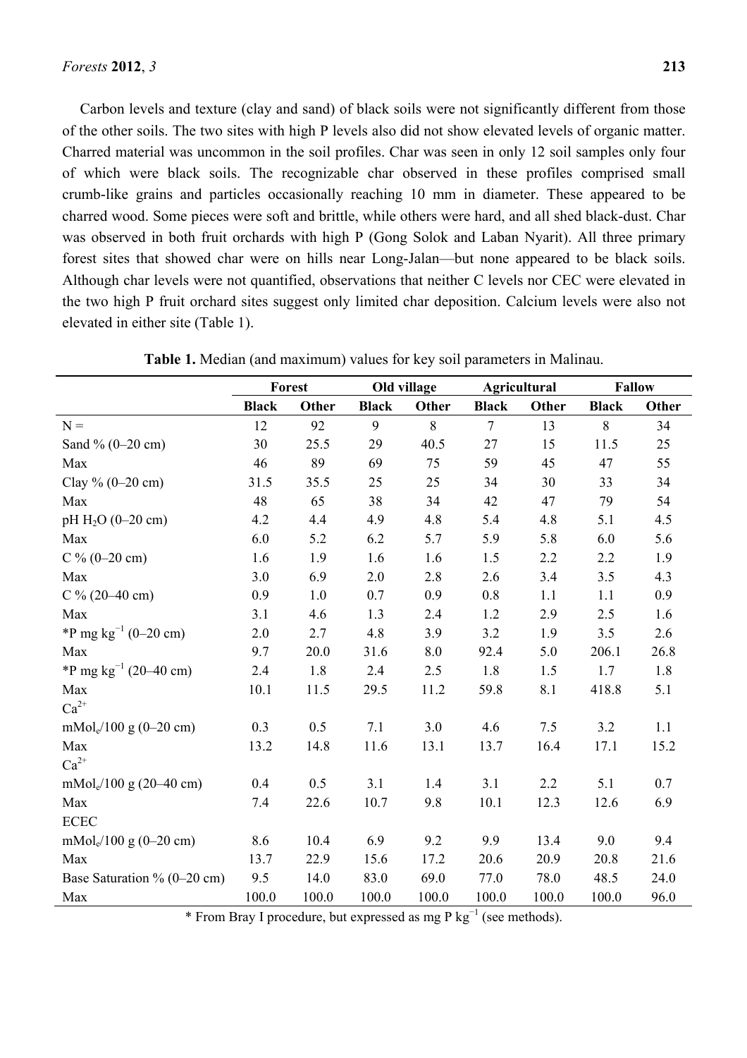Carbon levels and texture (clay and sand) of black soils were not significantly different from those of the other soils. The two sites with high P levels also did not show elevated levels of organic matter. Charred material was uncommon in the soil profiles. Char was seen in only 12 soil samples only four of which were black soils. The recognizable char observed in these profiles comprised small crumb-like grains and particles occasionally reaching 10 mm in diameter. These appeared to be charred wood. Some pieces were soft and brittle, while others were hard, and all shed black-dust. Char was observed in both fruit orchards with high P (Gong Solok and Laban Nyarit). All three primary forest sites that showed char were on hills near Long-Jalan—but none appeared to be black soils. Although char levels were not quantified, observations that neither C levels nor CEC were elevated in the two high P fruit orchard sites suggest only limited char deposition. Calcium levels were also not elevated in either site (Table 1).

**Table 1.** Median (and maximum) values for key soil parameters in Malinau.

| | Forest | | Old village | | Agricultural | | Fallow | |
|---|---|---|---|---|---|---|---|---|
| | **Black** | **Other** | **Black** | **Other** | **Black** | **Other** | **Black** | **Other** |
| N = | 12 | 92 | 9 | 8 | 7 | 13 | 8 | 34 |
| Sand % (0–20 cm) | 30 | 25.5 | 29 | 40.5 | 27 | 15 | 11.5 | 25 |
| Max | 46 | 89 | 69 | 75 | 59 | 45 | 47 | 55 |
| Clay % (0–20 cm) | 31.5 | 35.5 | 25 | 25 | 34 | 30 | 33 | 34 |
| Max | 48 | 65 | 38 | 34 | 42 | 47 | 79 | 54 |
| pH $H_2O$ (0–20 cm) | 4.2 | 4.4 | 4.9 | 4.8 | 5.4 | 4.8 | 5.1 | 4.5 |
| Max | 6.0 | 5.2 | 6.2 | 5.7 | 5.9 | 5.8 | 6.0 | 5.6 |
| C % (0–20 cm) | 1.6 | 1.9 | 1.6 | 1.6 | 1.5 | 2.2 | 2.2 | 1.9 |
| Max | 3.0 | 6.9 | 2.0 | 2.8 | 2.6 | 3.4 | 3.5 | 4.3 |
| C % (20–40 cm) | 0.9 | 1.0 | 0.7 | 0.9 | 0.8 | 1.1 | 1.1 | 0.9 |
| Max | 3.1 | 4.6 | 1.3 | 2.4 | 1.2 | 2.9 | 2.5 | 1.6 |
| *P mg $kg^{-1}$ (0–20 cm) | 2.0 | 2.7 | 4.8 | 3.9 | 3.2 | 1.9 | 3.5 | 2.6 |
| Max | 9.7 | 20.0 | 31.6 | 8.0 | 92.4 | 5.0 | 206.1 | 26.8 |
| *P mg $kg^{-1}$ (20–40 cm) | 2.4 | 1.8 | 2.4 | 2.5 | 1.8 | 1.5 | 1.7 | 1.8 |
| Max | 10.1 | 11.5 | 29.5 | 11.2 | 59.8 | 8.1 | 418.8 | 5.1 |
| $Ca^{2+}$ mMol$_e$/100 g (0–20 cm) | 0.3 | 0.5 | 7.1 | 3.0 | 4.6 | 7.5 | 3.2 | 1.1 |
| Max | 13.2 | 14.8 | 11.6 | 13.1 | 13.7 | 16.4 | 17.1 | 15.2 |
| $Ca^{2+}$ mMol$_e$/100 g (20–40 cm) | 0.4 | 0.5 | 3.1 | 1.4 | 3.1 | 2.2 | 5.1 | 0.7 |
| Max | 7.4 | 22.6 | 10.7 | 9.8 | 10.1 | 12.3 | 12.6 | 6.9 |
| ECEC mMol$_e$/100 g (0–20 cm) | 8.6 | 10.4 | 6.9 | 9.2 | 9.9 | 13.4 | 9.0 | 9.4 |
| Max | 13.7 | 22.9 | 15.6 | 17.2 | 20.6 | 20.9 | 20.8 | 21.6 |
| Base Saturation % (0–20 cm) | 9.5 | 14.0 | 83.0 | 69.0 | 77.0 | 78.0 | 48.5 | 24.0 |
| Max | 100.0 | 100.0 | 100.0 | 100.0 | 100.0 | 100.0 | 100.0 | 96.0 |

* From Bray I procedure, but expressed as mg P $kg^{-1}$ (see methods).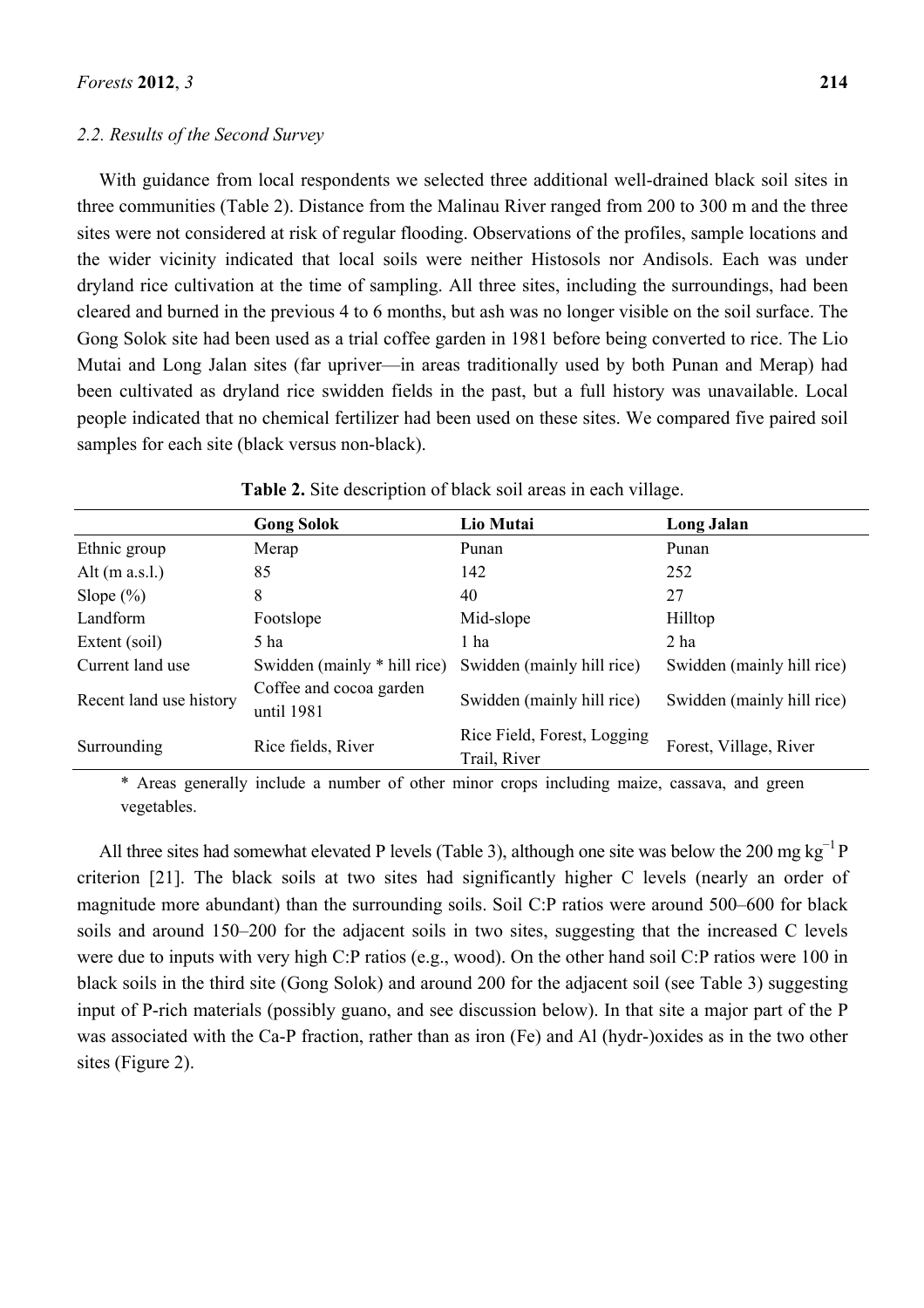### 2.2. Results of the Second Survey

With guidance from local respondents we selected three additional well-drained black soil sites in three communities (Table 2). Distance from the Malinau River ranged from 200 to 300 m and the three sites were not considered at risk of regular flooding. Observations of the profiles, sample locations and the wider vicinity indicated that local soils were neither Histosols nor Andisols. Each was under dryland rice cultivation at the time of sampling. All three sites, including the surroundings, had been cleared and burned in the previous 4 to 6 months, but ash was no longer visible on the soil surface. The Gong Solok site had been used as a trial coffee garden in 1981 before being converted to rice. The Lio Mutai and Long Jalan sites (far upriver—in areas traditionally used by both Punan and Merap) had been cultivated as dryland rice swidden fields in the past, but a full history was unavailable. Local people indicated that no chemical fertilizer had been used on these sites. We compared five paired soil samples for each site (black versus non-black).

**Table 2.** Site description of black soil areas in each village.

| | Gong Solok | Lio Mutai | Long Jalan |
|---|---|---|---|
| Ethnic group | Merap | Punan | Punan |
| Alt (m a.s.l.) | 85 | 142 | 252 |
| Slope (%) | 8 | 40 | 27 |
| Landform | Footslope | Mid-slope | Hilltop |
| Extent (soil) | 5 ha | 1 ha | 2 ha |
| Current land use | Swidden (mainly * hill rice) | Swidden (mainly hill rice) | Swidden (mainly hill rice) |
| Recent land use history | Coffee and cocoa garden until 1981 | Swidden (mainly hill rice) | Swidden (mainly hill rice) |
| Surrounding | Rice fields, River | Rice Field, Forest, Logging Trail, River | Forest, Village, River |

\* Areas generally include a number of other minor crops including maize, cassava, and green vegetables.

All three sites had somewhat elevated P levels (Table 3), although one site was below the 200 mg $kg^{-1}$ P criterion [21]. The black soils at two sites had significantly higher C levels (nearly an order of magnitude more abundant) than the surrounding soils. Soil C:P ratios were around 500–600 for black soils and around 150–200 for the adjacent soils in two sites, suggesting that the increased C levels were due to inputs with very high C:P ratios (e.g., wood). On the other hand soil C:P ratios were 100 in black soils in the third site (Gong Solok) and around 200 for the adjacent soil (see Table 3) suggesting input of P-rich materials (possibly guano, and see discussion below). In that site a major part of the P was associated with the Ca-P fraction, rather than as iron (Fe) and Al (hydr-)oxides as in the two other sites (Figure 2).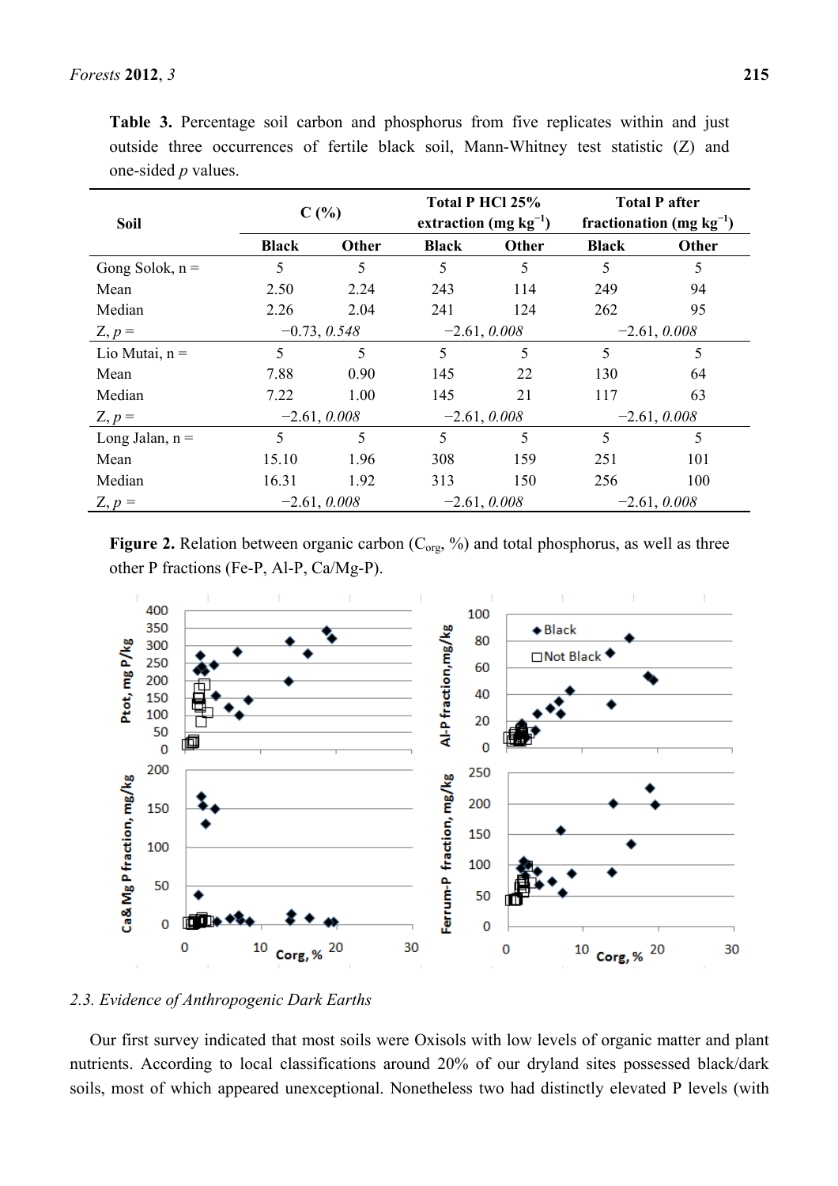**Table 3.** Percentage soil carbon and phosphorus from five replicates within and just outside three occurrences of fertile black soil, Mann-Whitney test statistic (Z) and one-sided *p* values.

| Soil | C (%) | | Total P HCl 25% extraction (mg kg$^{-1}$) | | Total P after fractionation (mg kg$^{-1}$) | |
|---|---|---|---|---|---|---|
| | Black | Other | Black | Other | Black | Other |
| Gong Solok, n = | 5 | 5 | 5 | 5 | 5 | 5 |
| Mean | 2.50 | 2.24 | 243 | 114 | 249 | 94 |
| Median | 2.26 | 2.04 | 241 | 124 | 262 | 95 |
| Z, *p* = | −0.73, *0.548* | | −2.61, *0.008* | | −2.61, *0.008* | |
| Lio Mutai, n = | 5 | 5 | 5 | 5 | 5 | 5 |
| Mean | 7.88 | 0.90 | 145 | 22 | 130 | 64 |
| Median | 7.22 | 1.00 | 145 | 21 | 117 | 63 |
| Z, *p* = | −2.61, *0.008* | | −2.61, *0.008* | | −2.61, *0.008* | |
| Long Jalan, n = | 5 | 5 | 5 | 5 | 5 | 5 |
| Mean | 15.10 | 1.96 | 308 | 159 | 251 | 101 |
| Median | 16.31 | 1.92 | 313 | 150 | 256 | 100 |
| Z, *p* = | −2.61, *0.008* | | −2.61, *0.008* | | −2.61, *0.008* | |

**Figure 2.** Relation between organic carbon ($C_{org}$, %) and total phosphorus, as well as three other P fractions (Fe-P, Al-P, Ca/Mg-P).

### 2.3. Evidence of Anthropogenic Dark Earths

Our first survey indicated that most soils were Oxisols with low levels of organic matter and plant nutrients. According to local classifications around 20% of our dryland sites possessed black/dark soils, most of which appeared unexceptional. Nonetheless two had distinctly elevated P levels (with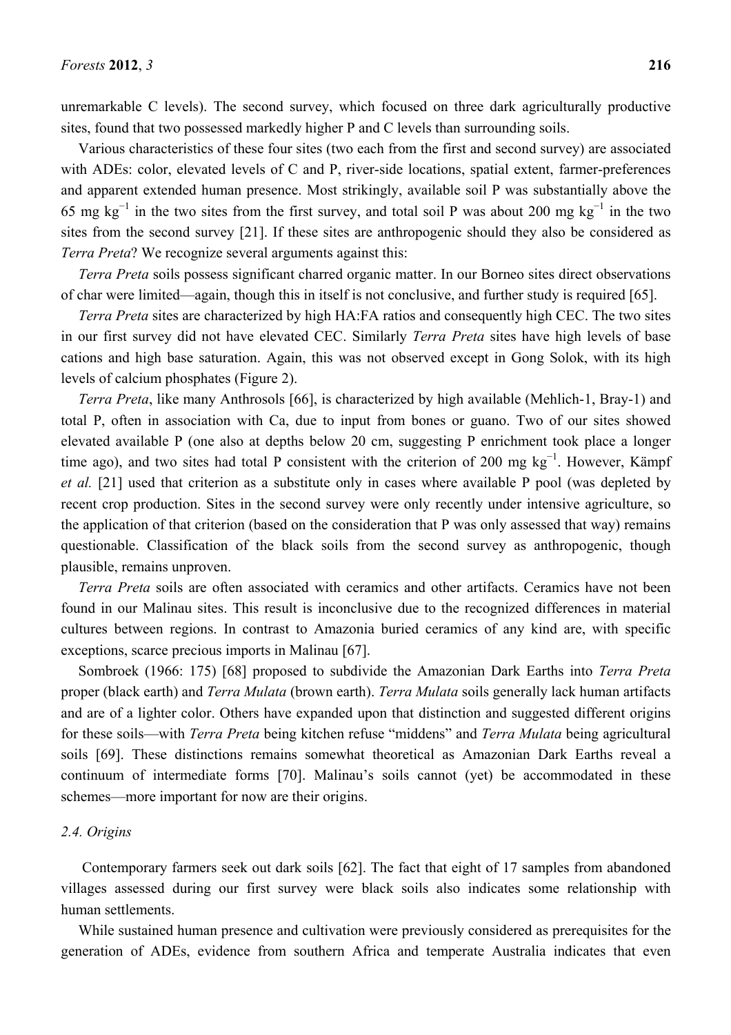unremarkable C levels). The second survey, which focused on three dark agriculturally productive sites, found that two possessed markedly higher P and C levels than surrounding soils.

Various characteristics of these four sites (two each from the first and second survey) are associated with ADEs: color, elevated levels of C and P, river-side locations, spatial extent, farmer-preferences and apparent extended human presence. Most strikingly, available soil P was substantially above the 65 mg $kg^{-1}$ in the two sites from the first survey, and total soil P was about 200 mg $kg^{-1}$ in the two sites from the second survey [21]. If these sites are anthropogenic should they also be considered as *Terra Preta*? We recognize several arguments against this:

*Terra Preta* soils possess significant charred organic matter. In our Borneo sites direct observations of char were limited—again, though this in itself is not conclusive, and further study is required [65].

*Terra Preta* sites are characterized by high HA:FA ratios and consequently high CEC. The two sites in our first survey did not have elevated CEC. Similarly *Terra Preta* sites have high levels of base cations and high base saturation. Again, this was not observed except in Gong Solok, with its high levels of calcium phosphates (Figure 2).

*Terra Preta*, like many Anthrosols [66], is characterized by high available (Mehlich-1, Bray-1) and total P, often in association with Ca, due to input from bones or guano. Two of our sites showed elevated available P (one also at depths below 20 cm, suggesting P enrichment took place a longer time ago), and two sites had total P consistent with the criterion of 200 mg $kg^{-1}$. However, Kämpf *et al.* [21] used that criterion as a substitute only in cases where available P pool (was depleted by recent crop production. Sites in the second survey were only recently under intensive agriculture, so the application of that criterion (based on the consideration that P was only assessed that way) remains questionable. Classification of the black soils from the second survey as anthropogenic, though plausible, remains unproven.

*Terra Preta* soils are often associated with ceramics and other artifacts. Ceramics have not been found in our Malinau sites. This result is inconclusive due to the recognized differences in material cultures between regions. In contrast to Amazonia buried ceramics of any kind are, with specific exceptions, scarce precious imports in Malinau [67].

Sombroek (1966: 175) [68] proposed to subdivide the Amazonian Dark Earths into *Terra Preta* proper (black earth) and *Terra Mulata* (brown earth). *Terra Mulata* soils generally lack human artifacts and are of a lighter color. Others have expanded upon that distinction and suggested different origins for these soils—with *Terra Preta* being kitchen refuse "middens" and *Terra Mulata* being agricultural soils [69]. These distinctions remains somewhat theoretical as Amazonian Dark Earths reveal a continuum of intermediate forms [70]. Malinau's soils cannot (yet) be accommodated in these schemes—more important for now are their origins.

### 2.4. Origins

Contemporary farmers seek out dark soils [62]. The fact that eight of 17 samples from abandoned villages assessed during our first survey were black soils also indicates some relationship with human settlements.

While sustained human presence and cultivation were previously considered as prerequisites for the generation of ADEs, evidence from southern Africa and temperate Australia indicates that even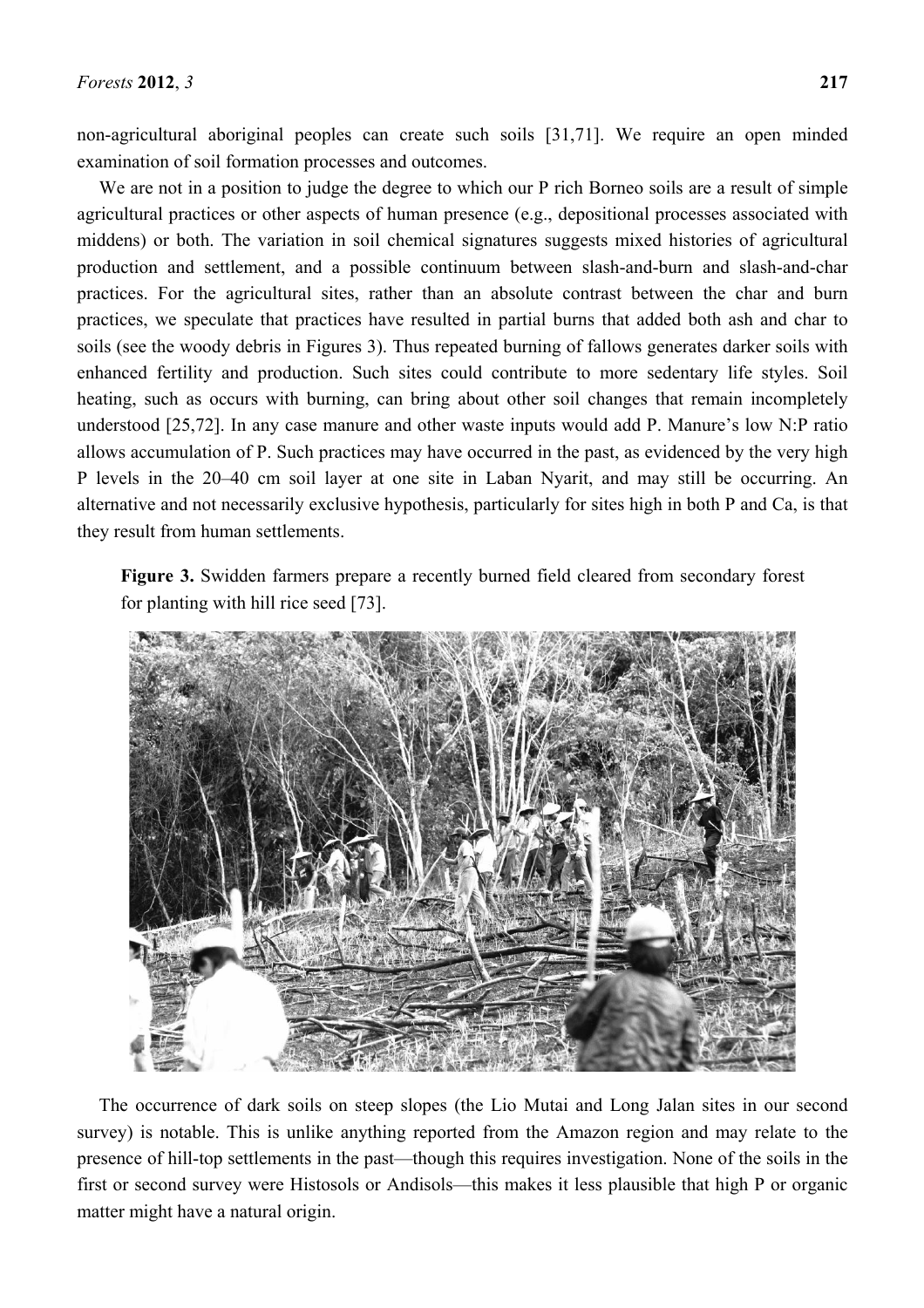non-agricultural aboriginal peoples can create such soils [31,71]. We require an open minded examination of soil formation processes and outcomes.

We are not in a position to judge the degree to which our P rich Borneo soils are a result of simple agricultural practices or other aspects of human presence (e.g., depositional processes associated with middens) or both. The variation in soil chemical signatures suggests mixed histories of agricultural production and settlement, and a possible continuum between slash-and-burn and slash-and-char practices. For the agricultural sites, rather than an absolute contrast between the char and burn practices, we speculate that practices have resulted in partial burns that added both ash and char to soils (see the woody debris in Figures 3). Thus repeated burning of fallows generates darker soils with enhanced fertility and production. Such sites could contribute to more sedentary life styles. Soil heating, such as occurs with burning, can bring about other soil changes that remain incompletely understood [25,72]. In any case manure and other waste inputs would add P. Manure's low N:P ratio allows accumulation of P. Such practices may have occurred in the past, as evidenced by the very high P levels in the 20–40 cm soil layer at one site in Laban Nyarit, and may still be occurring. An alternative and not necessarily exclusive hypothesis, particularly for sites high in both P and Ca, is that they result from human settlements.

**Figure 3.** Swidden farmers prepare a recently burned field cleared from secondary forest for planting with hill rice seed [73].

The occurrence of dark soils on steep slopes (the Lio Mutai and Long Jalan sites in our second survey) is notable. This is unlike anything reported from the Amazon region and may relate to the presence of hill-top settlements in the past—though this requires investigation. None of the soils in the first or second survey were Histosols or Andisols—this makes it less plausible that high P or organic matter might have a natural origin.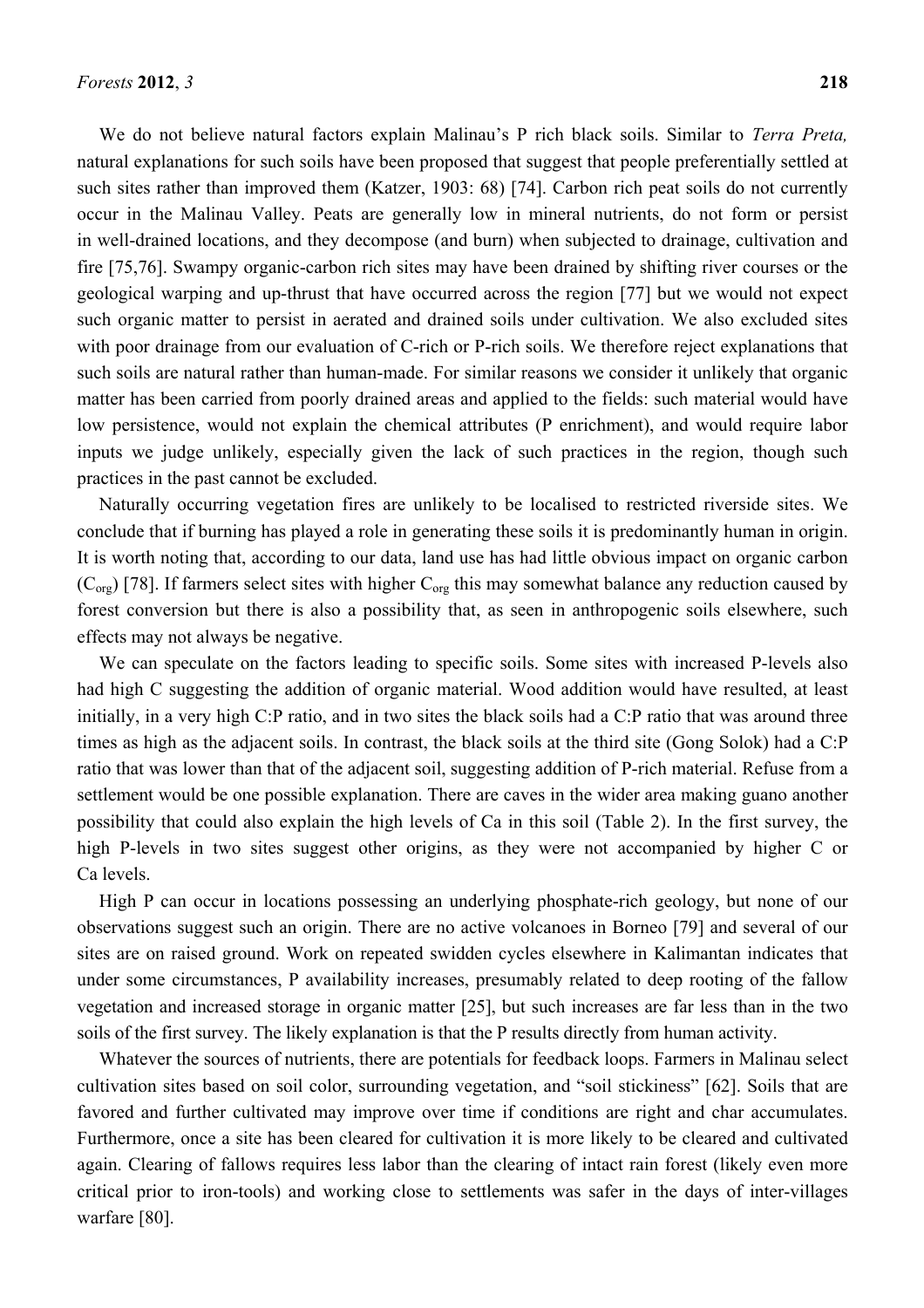We do not believe natural factors explain Malinau's P rich black soils. Similar to *Terra Preta,* natural explanations for such soils have been proposed that suggest that people preferentially settled at such sites rather than improved them (Katzer, 1903: 68) [74]. Carbon rich peat soils do not currently occur in the Malinau Valley. Peats are generally low in mineral nutrients, do not form or persist in well-drained locations, and they decompose (and burn) when subjected to drainage, cultivation and fire [75,76]. Swampy organic-carbon rich sites may have been drained by shifting river courses or the geological warping and up-thrust that have occurred across the region [77] but we would not expect such organic matter to persist in aerated and drained soils under cultivation. We also excluded sites with poor drainage from our evaluation of C-rich or P-rich soils. We therefore reject explanations that such soils are natural rather than human-made. For similar reasons we consider it unlikely that organic matter has been carried from poorly drained areas and applied to the fields: such material would have low persistence, would not explain the chemical attributes (P enrichment), and would require labor inputs we judge unlikely, especially given the lack of such practices in the region, though such practices in the past cannot be excluded.

Naturally occurring vegetation fires are unlikely to be localised to restricted riverside sites. We conclude that if burning has played a role in generating these soils it is predominantly human in origin. It is worth noting that, according to our data, land use has had little obvious impact on organic carbon ($C_{org}$) [78]. If farmers select sites with higher $C_{org}$ this may somewhat balance any reduction caused by forest conversion but there is also a possibility that, as seen in anthropogenic soils elsewhere, such effects may not always be negative.

We can speculate on the factors leading to specific soils. Some sites with increased P-levels also had high C suggesting the addition of organic material. Wood addition would have resulted, at least initially, in a very high C:P ratio, and in two sites the black soils had a C:P ratio that was around three times as high as the adjacent soils. In contrast, the black soils at the third site (Gong Solok) had a C:P ratio that was lower than that of the adjacent soil, suggesting addition of P-rich material. Refuse from a settlement would be one possible explanation. There are caves in the wider area making guano another possibility that could also explain the high levels of Ca in this soil (Table 2). In the first survey, the high P-levels in two sites suggest other origins, as they were not accompanied by higher C or Ca levels.

High P can occur in locations possessing an underlying phosphate-rich geology, but none of our observations suggest such an origin. There are no active volcanoes in Borneo [79] and several of our sites are on raised ground. Work on repeated swidden cycles elsewhere in Kalimantan indicates that under some circumstances, P availability increases, presumably related to deep rooting of the fallow vegetation and increased storage in organic matter [25], but such increases are far less than in the two soils of the first survey. The likely explanation is that the P results directly from human activity.

Whatever the sources of nutrients, there are potentials for feedback loops. Farmers in Malinau select cultivation sites based on soil color, surrounding vegetation, and "soil stickiness" [62]. Soils that are favored and further cultivated may improve over time if conditions are right and char accumulates. Furthermore, once a site has been cleared for cultivation it is more likely to be cleared and cultivated again. Clearing of fallows requires less labor than the clearing of intact rain forest (likely even more critical prior to iron-tools) and working close to settlements was safer in the days of inter-villages warfare [80].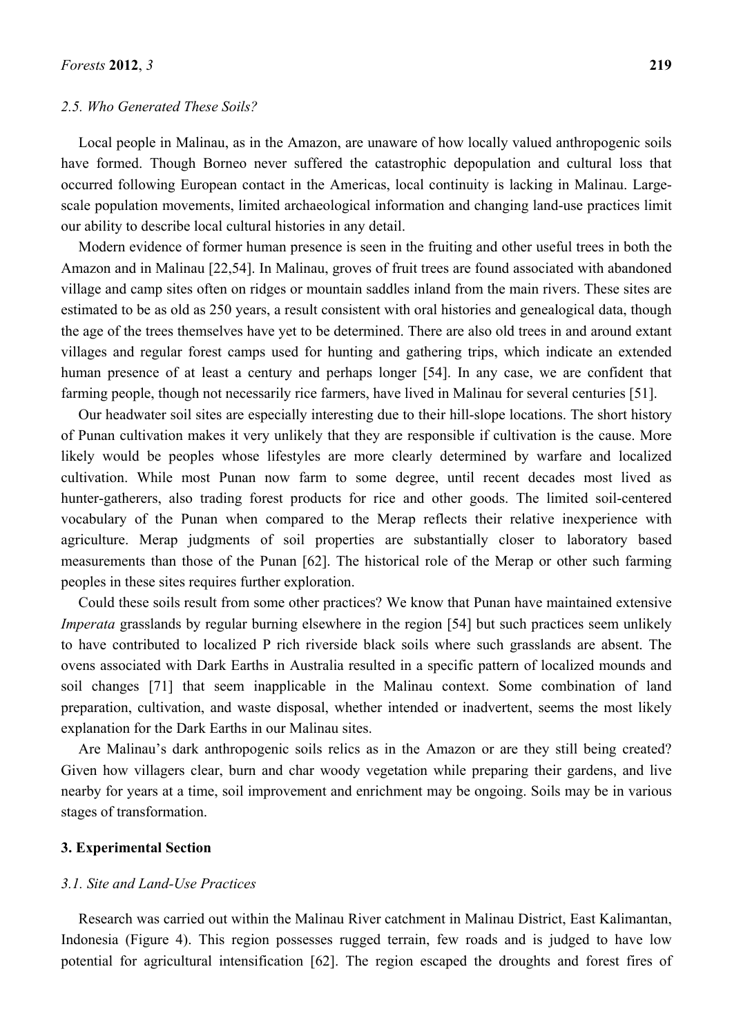### 2.5. Who Generated These Soils?

Local people in Malinau, as in the Amazon, are unaware of how locally valued anthropogenic soils have formed. Though Borneo never suffered the catastrophic depopulation and cultural loss that occurred following European contact in the Americas, local continuity is lacking in Malinau. Large-scale population movements, limited archaeological information and changing land-use practices limit our ability to describe local cultural histories in any detail.

Modern evidence of former human presence is seen in the fruiting and other useful trees in both the Amazon and in Malinau [22,54]. In Malinau, groves of fruit trees are found associated with abandoned village and camp sites often on ridges or mountain saddles inland from the main rivers. These sites are estimated to be as old as 250 years, a result consistent with oral histories and genealogical data, though the age of the trees themselves have yet to be determined. There are also old trees in and around extant villages and regular forest camps used for hunting and gathering trips, which indicate an extended human presence of at least a century and perhaps longer [54]. In any case, we are confident that farming people, though not necessarily rice farmers, have lived in Malinau for several centuries [51].

Our headwater soil sites are especially interesting due to their hill-slope locations. The short history of Punan cultivation makes it very unlikely that they are responsible if cultivation is the cause. More likely would be peoples whose lifestyles are more clearly determined by warfare and localized cultivation. While most Punan now farm to some degree, until recent decades most lived as hunter-gatherers, also trading forest products for rice and other goods. The limited soil-centered vocabulary of the Punan when compared to the Merap reflects their relative inexperience with agriculture. Merap judgments of soil properties are substantially closer to laboratory based measurements than those of the Punan [62]. The historical role of the Merap or other such farming peoples in these sites requires further exploration.

Could these soils result from some other practices? We know that Punan have maintained extensive *Imperata* grasslands by regular burning elsewhere in the region [54] but such practices seem unlikely to have contributed to localized P rich riverside black soils where such grasslands are absent. The ovens associated with Dark Earths in Australia resulted in a specific pattern of localized mounds and soil changes [71] that seem inapplicable in the Malinau context. Some combination of land preparation, cultivation, and waste disposal, whether intended or inadvertent, seems the most likely explanation for the Dark Earths in our Malinau sites.

Are Malinau's dark anthropogenic soils relics as in the Amazon or are they still being created? Given how villagers clear, burn and char woody vegetation while preparing their gardens, and live nearby for years at a time, soil improvement and enrichment may be ongoing. Soils may be in various stages of transformation.

## 3. Experimental Section

### 3.1. Site and Land-Use Practices

Research was carried out within the Malinau River catchment in Malinau District, East Kalimantan, Indonesia (Figure 4). This region possesses rugged terrain, few roads and is judged to have low potential for agricultural intensification [62]. The region escaped the droughts and forest fires of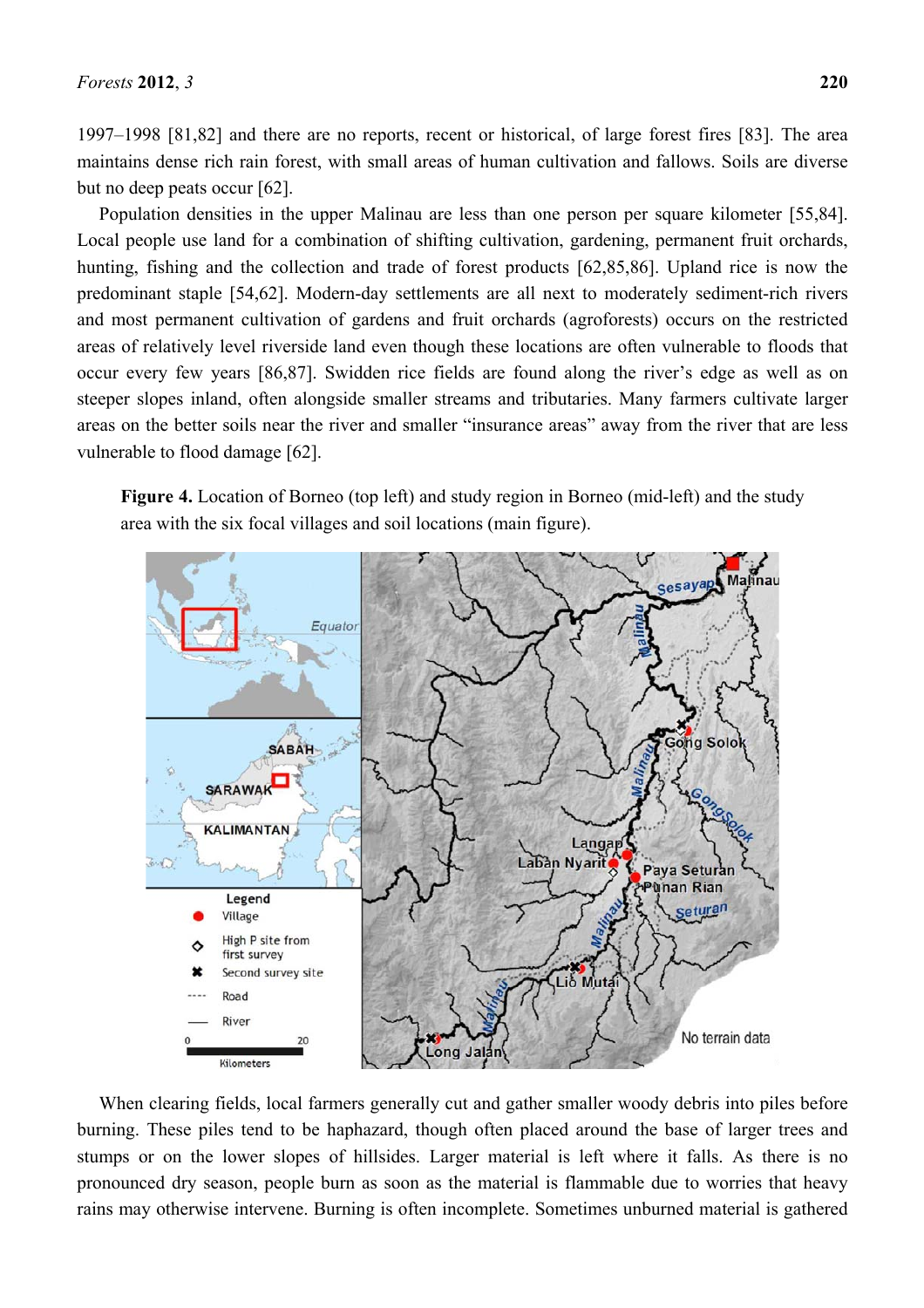1997–1998 [81,82] and there are no reports, recent or historical, of large forest fires [83]. The area maintains dense rich rain forest, with small areas of human cultivation and fallows. Soils are diverse but no deep peats occur [62].

Population densities in the upper Malinau are less than one person per square kilometer [55,84]. Local people use land for a combination of shifting cultivation, gardening, permanent fruit orchards, hunting, fishing and the collection and trade of forest products [62,85,86]. Upland rice is now the predominant staple [54,62]. Modern-day settlements are all next to moderately sediment-rich rivers and most permanent cultivation of gardens and fruit orchards (agroforests) occurs on the restricted areas of relatively level riverside land even though these locations are often vulnerable to floods that occur every few years [86,87]. Swidden rice fields are found along the river's edge as well as on steeper slopes inland, often alongside smaller streams and tributaries. Many farmers cultivate larger areas on the better soils near the river and smaller "insurance areas" away from the river that are less vulnerable to flood damage [62].

**Figure 4.** Location of Borneo (top left) and study region in Borneo (mid-left) and the study area with the six focal villages and soil locations (main figure).

When clearing fields, local farmers generally cut and gather smaller woody debris into piles before burning. These piles tend to be haphazard, though often placed around the base of larger trees and stumps or on the lower slopes of hillsides. Larger material is left where it falls. As there is no pronounced dry season, people burn as soon as the material is flammable due to worries that heavy rains may otherwise intervene. Burning is often incomplete. Sometimes unburned material is gathered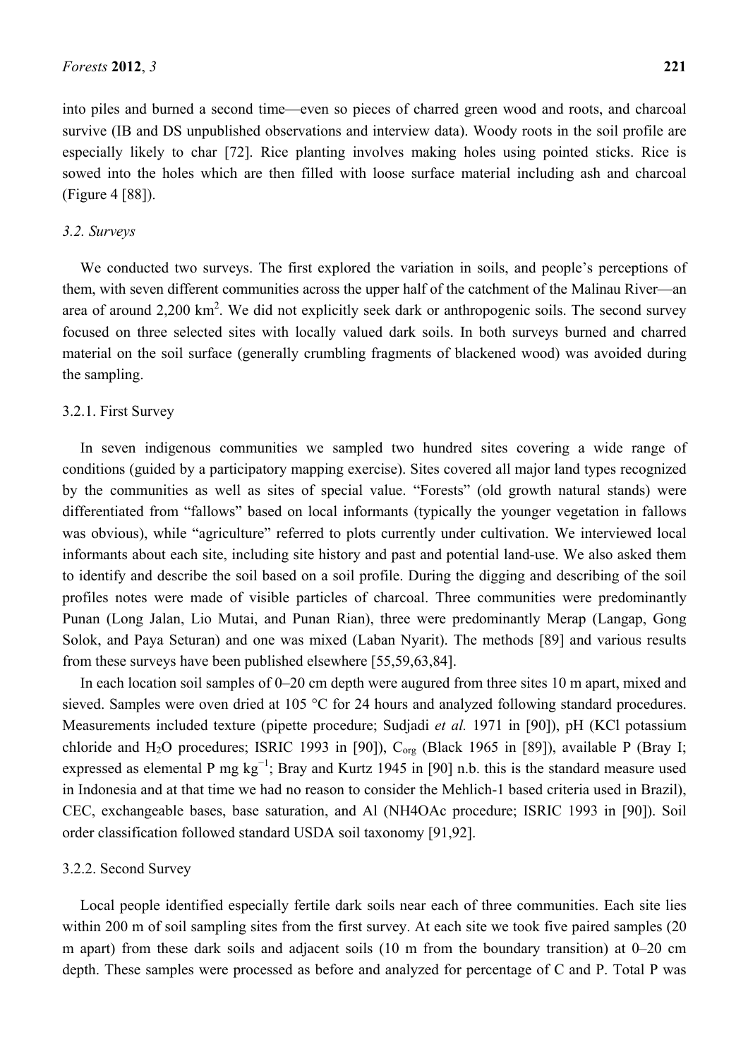into piles and burned a second time—even so pieces of charred green wood and roots, and charcoal survive (IB and DS unpublished observations and interview data). Woody roots in the soil profile are especially likely to char [72]. Rice planting involves making holes using pointed sticks. Rice is sowed into the holes which are then filled with loose surface material including ash and charcoal (Figure 4 [88]).

### 3.2. Surveys

We conducted two surveys. The first explored the variation in soils, and people's perceptions of them, with seven different communities across the upper half of the catchment of the Malinau River—an area of around 2,200 km$^2$. We did not explicitly seek dark or anthropogenic soils. The second survey focused on three selected sites with locally valued dark soils. In both surveys burned and charred material on the soil surface (generally crumbling fragments of blackened wood) was avoided during the sampling.

#### 3.2.1. First Survey

In seven indigenous communities we sampled two hundred sites covering a wide range of conditions (guided by a participatory mapping exercise). Sites covered all major land types recognized by the communities as well as sites of special value. "Forests" (old growth natural stands) were differentiated from "fallows" based on local informants (typically the younger vegetation in fallows was obvious), while "agriculture" referred to plots currently under cultivation. We interviewed local informants about each site, including site history and past and potential land-use. We also asked them to identify and describe the soil based on a soil profile. During the digging and describing of the soil profiles notes were made of visible particles of charcoal. Three communities were predominantly Punan (Long Jalan, Lio Mutai, and Punan Rian), three were predominantly Merap (Langap, Gong Solok, and Paya Seturan) and one was mixed (Laban Nyarit). The methods [89] and various results from these surveys have been published elsewhere [55,59,63,84].

In each location soil samples of 0–20 cm depth were augured from three sites 10 m apart, mixed and sieved. Samples were oven dried at 105 °C for 24 hours and analyzed following standard procedures. Measurements included texture (pipette procedure; Sudjadi *et al.* 1971 in [90]), pH (KCl potassium chloride and $H_2O$ procedures; ISRIC 1993 in [90]), $C_{org}$ (Black 1965 in [89]), available P (Bray I; expressed as elemental P mg kg$^{-1}$; Bray and Kurtz 1945 in [90] n.b. this is the standard measure used in Indonesia and at that time we had no reason to consider the Mehlich-1 based criteria used in Brazil), CEC, exchangeable bases, base saturation, and Al (NH4OAc procedure; ISRIC 1993 in [90]). Soil order classification followed standard USDA soil taxonomy [91,92].

#### 3.2.2. Second Survey

Local people identified especially fertile dark soils near each of three communities. Each site lies within 200 m of soil sampling sites from the first survey. At each site we took five paired samples (20 m apart) from these dark soils and adjacent soils (10 m from the boundary transition) at 0–20 cm depth. These samples were processed as before and analyzed for percentage of C and P. Total P was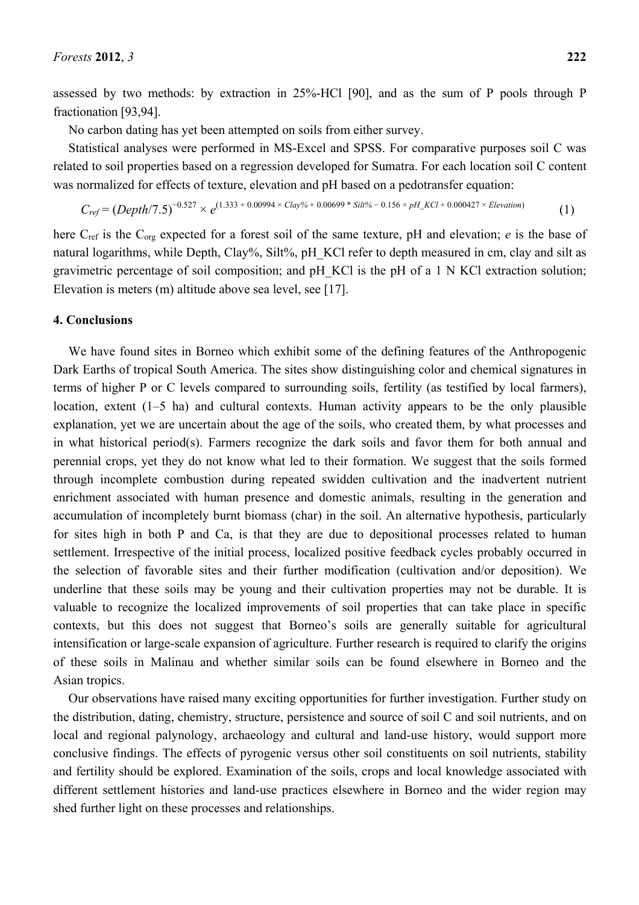assessed by two methods: by extraction in 25%-HCl [90], and as the sum of P pools through P fractionation [93,94].

No carbon dating has yet been attempted on soils from either survey.

Statistical analyses were performed in MS-Excel and SPSS. For comparative purposes soil C was related to soil properties based on a regression developed for Sumatra. For each location soil C content was normalized for effects of texture, elevation and pH based on a pedotransfer equation:

$$C_{ref} = (Depth/7.5)^{-0.527} \times e^{(1.333 + 0.00994 \times Clay\% + 0.00699 * Silt\% - 0.156 \times pH\_KCl + 0.000427 \times Elevation)} \quad (1)$$

here $C_{ref}$ is the $C_{org}$ expected for a forest soil of the same texture, pH and elevation; $e$ is the base of natural logarithms, while Depth, Clay%, Silt%, pH_KCl refer to depth measured in cm, clay and silt as gravimetric percentage of soil composition; and pH_KCl is the pH of a 1 N KCl extraction solution; Elevation is meters (m) altitude above sea level, see [17].

## 4. Conclusions

We have found sites in Borneo which exhibit some of the defining features of the Anthropogenic Dark Earths of tropical South America. The sites show distinguishing color and chemical signatures in terms of higher P or C levels compared to surrounding soils, fertility (as testified by local farmers), location, extent (1–5 ha) and cultural contexts. Human activity appears to be the only plausible explanation, yet we are uncertain about the age of the soils, who created them, by what processes and in what historical period(s). Farmers recognize the dark soils and favor them for both annual and perennial crops, yet they do not know what led to their formation. We suggest that the soils formed through incomplete combustion during repeated swidden cultivation and the inadvertent nutrient enrichment associated with human presence and domestic animals, resulting in the generation and accumulation of incompletely burnt biomass (char) in the soil. An alternative hypothesis, particularly for sites high in both P and Ca, is that they are due to depositional processes related to human settlement. Irrespective of the initial process, localized positive feedback cycles probably occurred in the selection of favorable sites and their further modification (cultivation and/or deposition). We underline that these soils may be young and their cultivation properties may not be durable. It is valuable to recognize the localized improvements of soil properties that can take place in specific contexts, but this does not suggest that Borneo's soils are generally suitable for agricultural intensification or large-scale expansion of agriculture. Further research is required to clarify the origins of these soils in Malinau and whether similar soils can be found elsewhere in Borneo and the Asian tropics.

Our observations have raised many exciting opportunities for further investigation. Further study on the distribution, dating, chemistry, structure, persistence and source of soil C and soil nutrients, and on local and regional palynology, archaeology and cultural and land-use history, would support more conclusive findings. The effects of pyrogenic versus other soil constituents on soil nutrients, stability and fertility should be explored. Examination of the soils, crops and local knowledge associated with different settlement histories and land-use practices elsewhere in Borneo and the wider region may shed further light on these processes and relationships.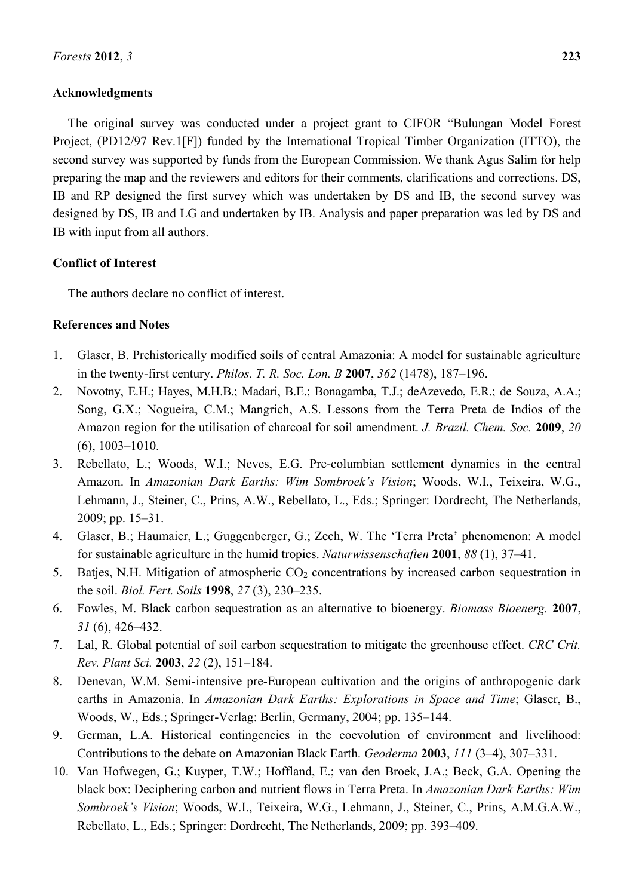## Acknowledgments

The original survey was conducted under a project grant to CIFOR "Bulungan Model Forest Project, (PD12/97 Rev.1[F]) funded by the International Tropical Timber Organization (ITTO), the second survey was supported by funds from the European Commission. We thank Agus Salim for help preparing the map and the reviewers and editors for their comments, clarifications and corrections. DS, IB and RP designed the first survey which was undertaken by DS and IB, the second survey was designed by DS, IB and LG and undertaken by IB. Analysis and paper preparation was led by DS and IB with input from all authors.

## Conflict of Interest

The authors declare no conflict of interest.

## References and Notes

1. Glaser, B. Prehistorically modified soils of central Amazonia: A model for sustainable agriculture in the twenty-first century. *Philos. T. R. Soc. Lon. B* **2007**, *362* (1478), 187–196.
2. Novotny, E.H.; Hayes, M.H.B.; Madari, B.E.; Bonagamba, T.J.; deAzevedo, E.R.; de Souza, A.A.; Song, G.X.; Nogueira, C.M.; Mangrich, A.S. Lessons from the Terra Preta de Indios of the Amazon region for the utilisation of charcoal for soil amendment. *J. Brazil. Chem. Soc.* **2009**, *20* (6), 1003–1010.
3. Rebellato, L.; Woods, W.I.; Neves, E.G. Pre-columbian settlement dynamics in the central Amazon. In *Amazonian Dark Earths: Wim Sombroek's Vision*; Woods, W.I., Teixeira, W.G., Lehmann, J., Steiner, C., Prins, A.W., Rebellato, L., Eds.; Springer: Dordrecht, The Netherlands, 2009; pp. 15–31.
4. Glaser, B.; Haumaier, L.; Guggenberger, G.; Zech, W. The 'Terra Preta' phenomenon: A model for sustainable agriculture in the humid tropics. *Naturwissenschaften* **2001**, *88* (1), 37–41.
5. Batjes, N.H. Mitigation of atmospheric $CO_2$ concentrations by increased carbon sequestration in the soil. *Biol. Fert. Soils* **1998**, *27* (3), 230–235.
6. Fowles, M. Black carbon sequestration as an alternative to bioenergy. *Biomass Bioenerg.* **2007**, *31* (6), 426–432.
7. Lal, R. Global potential of soil carbon sequestration to mitigate the greenhouse effect. *CRC Crit. Rev. Plant Sci.* **2003**, *22* (2), 151–184.
8. Denevan, W.M. Semi-intensive pre-European cultivation and the origins of anthropogenic dark earths in Amazonia. In *Amazonian Dark Earths: Explorations in Space and Time*; Glaser, B., Woods, W., Eds.; Springer-Verlag: Berlin, Germany, 2004; pp. 135–144.
9. German, L.A. Historical contingencies in the coevolution of environment and livelihood: Contributions to the debate on Amazonian Black Earth. *Geoderma* **2003**, *111* (3–4), 307–331.
10. Van Hofwegen, G.; Kuyper, T.W.; Hoffland, E.; van den Broek, J.A.; Beck, G.A. Opening the black box: Deciphering carbon and nutrient flows in Terra Preta. In *Amazonian Dark Earths: Wim Sombroek's Vision*; Woods, W.I., Teixeira, W.G., Lehmann, J., Steiner, C., Prins, A.M.G.A.W., Rebellato, L., Eds.; Springer: Dordrecht, The Netherlands, 2009; pp. 393–409.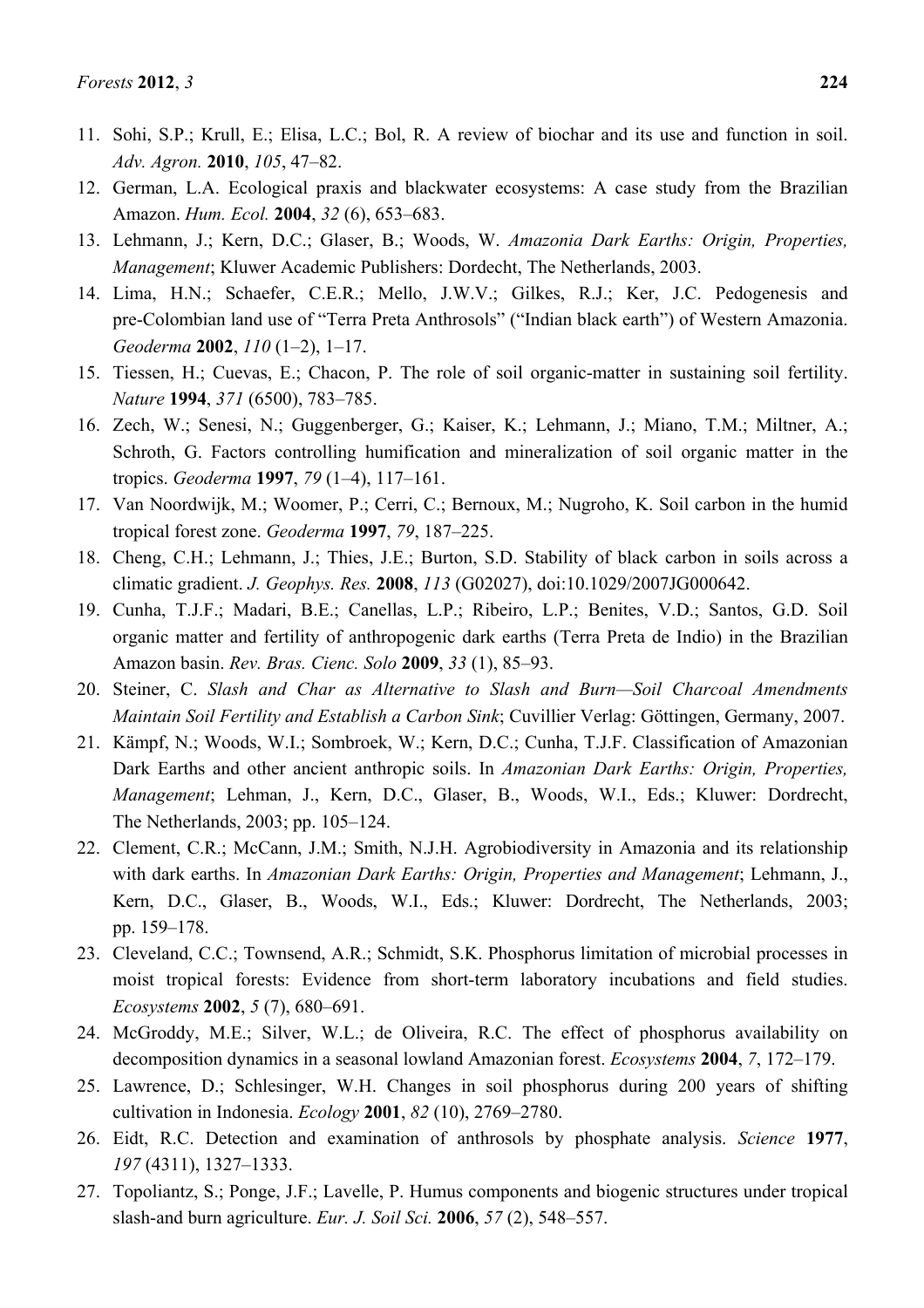11. Sohi, S.P.; Krull, E.; Elisa, L.C.; Bol, R. A review of biochar and its use and function in soil. *Adv. Agron.* **2010**, *105*, 47–82.
12. German, L.A. Ecological praxis and blackwater ecosystems: A case study from the Brazilian Amazon. *Hum. Ecol.* **2004**, *32* (6), 653–683.
13. Lehmann, J.; Kern, D.C.; Glaser, B.; Woods, W. *Amazonia Dark Earths: Origin, Properties, Management*; Kluwer Academic Publishers: Dordecht, The Netherlands, 2003.
14. Lima, H.N.; Schaefer, C.E.R.; Mello, J.W.V.; Gilkes, R.J.; Ker, J.C. Pedogenesis and pre-Colombian land use of "Terra Preta Anthrosols" ("Indian black earth") of Western Amazonia. *Geoderma* **2002**, *110* (1–2), 1–17.
15. Tiessen, H.; Cuevas, E.; Chacon, P. The role of soil organic-matter in sustaining soil fertility. *Nature* **1994**, *371* (6500), 783–785.
16. Zech, W.; Senesi, N.; Guggenberger, G.; Kaiser, K.; Lehmann, J.; Miano, T.M.; Miltner, A.; Schroth, G. Factors controlling humification and mineralization of soil organic matter in the tropics. *Geoderma* **1997**, *79* (1–4), 117–161.
17. Van Noordwijk, M.; Woomer, P.; Cerri, C.; Bernoux, M.; Nugroho, K. Soil carbon in the humid tropical forest zone. *Geoderma* **1997**, *79*, 187–225.
18. Cheng, C.H.; Lehmann, J.; Thies, J.E.; Burton, S.D. Stability of black carbon in soils across a climatic gradient. *J. Geophys. Res.* **2008**, *113* (G02027), doi:10.1029/2007JG000642.
19. Cunha, T.J.F.; Madari, B.E.; Canellas, L.P.; Ribeiro, L.P.; Benites, V.D.; Santos, G.D. Soil organic matter and fertility of anthropogenic dark earths (Terra Preta de Indio) in the Brazilian Amazon basin. *Rev. Bras. Cienc. Solo* **2009**, *33* (1), 85–93.
20. Steiner, C. *Slash and Char as Alternative to Slash and Burn—Soil Charcoal Amendments Maintain Soil Fertility and Establish a Carbon Sink*; Cuvillier Verlag: Göttingen, Germany, 2007.
21. Kämpf, N.; Woods, W.I.; Sombroek, W.; Kern, D.C.; Cunha, T.J.F. Classification of Amazonian Dark Earths and other ancient anthropic soils. In *Amazonian Dark Earths: Origin, Properties, Management*; Lehman, J., Kern, D.C., Glaser, B., Woods, W.I., Eds.; Kluwer: Dordrecht, The Netherlands, 2003; pp. 105–124.
22. Clement, C.R.; McCann, J.M.; Smith, N.J.H. Agrobiodiversity in Amazonia and its relationship with dark earths. In *Amazonian Dark Earths: Origin, Properties and Management*; Lehmann, J., Kern, D.C., Glaser, B., Woods, W.I., Eds.; Kluwer: Dordrecht, The Netherlands, 2003; pp. 159–178.
23. Cleveland, C.C.; Townsend, A.R.; Schmidt, S.K. Phosphorus limitation of microbial processes in moist tropical forests: Evidence from short-term laboratory incubations and field studies. *Ecosystems* **2002**, *5* (7), 680–691.
24. McGroddy, M.E.; Silver, W.L.; de Oliveira, R.C. The effect of phosphorus availability on decomposition dynamics in a seasonal lowland Amazonian forest. *Ecosystems* **2004**, *7*, 172–179.
25. Lawrence, D.; Schlesinger, W.H. Changes in soil phosphorus during 200 years of shifting cultivation in Indonesia. *Ecology* **2001**, *82* (10), 2769–2780.
26. Eidt, R.C. Detection and examination of anthrosols by phosphate analysis. *Science* **1977**, *197* (4311), 1327–1333.
27. Topoliantz, S.; Ponge, J.F.; Lavelle, P. Humus components and biogenic structures under tropical slash-and burn agriculture. *Eur. J. Soil Sci.* **2006**, *57* (2), 548–557.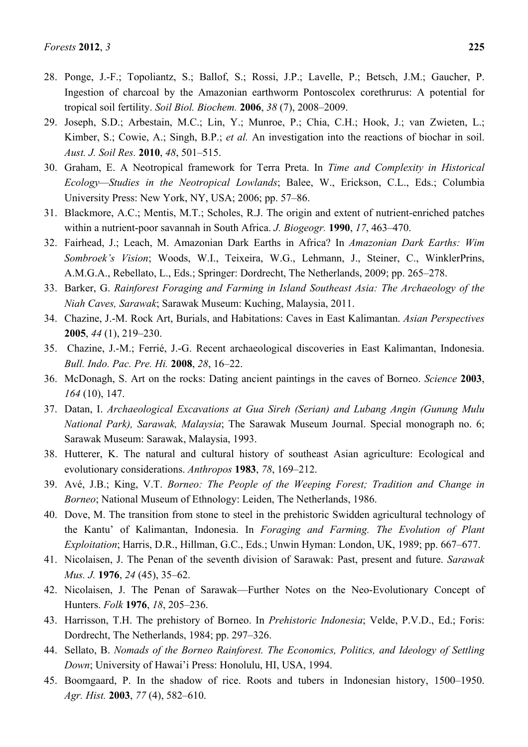28. Ponge, J.-F.; Topoliantz, S.; Ballof, S.; Rossi, J.P.; Lavelle, P.; Betsch, J.M.; Gaucher, P. Ingestion of charcoal by the Amazonian earthworm Pontoscolex corethrurus: A potential for tropical soil fertility. *Soil Biol. Biochem.* **2006**, *38* (7), 2008–2009.
29. Joseph, S.D.; Arbestain, M.C.; Lin, Y.; Munroe, P.; Chia, C.H.; Hook, J.; van Zwieten, L.; Kimber, S.; Cowie, A.; Singh, B.P.; *et al.* An investigation into the reactions of biochar in soil. *Aust. J. Soil Res.* **2010**, *48*, 501–515.
30. Graham, E. A Neotropical framework for Terra Preta. In *Time and Complexity in Historical Ecology—Studies in the Neotropical Lowlands*; Balee, W., Erickson, C.L., Eds.; Columbia University Press: New York, NY, USA; 2006; pp. 57–86.
31. Blackmore, A.C.; Mentis, M.T.; Scholes, R.J. The origin and extent of nutrient-enriched patches within a nutrient-poor savannah in South Africa. *J. Biogeogr.* **1990**, *17*, 463–470.
32. Fairhead, J.; Leach, M. Amazonian Dark Earths in Africa? In *Amazonian Dark Earths: Wim Sombroek's Vision*; Woods, W.I., Teixeira, W.G., Lehmann, J., Steiner, C., WinklerPrins, A.M.G.A., Rebellato, L., Eds.; Springer: Dordrecht, The Netherlands, 2009; pp. 265–278.
33. Barker, G. *Rainforest Foraging and Farming in Island Southeast Asia: The Archaeology of the Niah Caves, Sarawak*; Sarawak Museum: Kuching, Malaysia, 2011.
34. Chazine, J.-M. Rock Art, Burials, and Habitations: Caves in East Kalimantan. *Asian Perspectives* **2005**, *44* (1), 219–230.
35. Chazine, J.-M.; Ferrié, J.-G. Recent archaeological discoveries in East Kalimantan, Indonesia. *Bull. Indo. Pac. Pre. Hi.* **2008**, *28*, 16–22.
36. McDonagh, S. Art on the rocks: Dating ancient paintings in the caves of Borneo. *Science* **2003**, *164* (10), 147.
37. Datan, I. *Archaeological Excavations at Gua Sireh (Serian) and Lubang Angin (Gunung Mulu National Park), Sarawak, Malaysia*; The Sarawak Museum Journal. Special monograph no. 6; Sarawak Museum: Sarawak, Malaysia, 1993.
38. Hutterer, K. The natural and cultural history of southeast Asian agriculture: Ecological and evolutionary considerations. *Anthropos* **1983**, *78*, 169–212.
39. Avé, J.B.; King, V.T. *Borneo: The People of the Weeping Forest; Tradition and Change in Borneo*; National Museum of Ethnology: Leiden, The Netherlands, 1986.
40. Dove, M. The transition from stone to steel in the prehistoric Swidden agricultural technology of the Kantu' of Kalimantan, Indonesia. In *Foraging and Farming. The Evolution of Plant Exploitation*; Harris, D.R., Hillman, G.C., Eds.; Unwin Hyman: London, UK, 1989; pp. 667–677.
41. Nicolaisen, J. The Penan of the seventh division of Sarawak: Past, present and future. *Sarawak Mus. J.* **1976**, *24* (45), 35–62.
42. Nicolaisen, J. The Penan of Sarawak—Further Notes on the Neo-Evolutionary Concept of Hunters. *Folk* **1976**, *18*, 205–236.
43. Harrisson, T.H. The prehistory of Borneo. In *Prehistoric Indonesia*; Velde, P.V.D., Ed.; Foris: Dordrecht, The Netherlands, 1984; pp. 297–326.
44. Sellato, B. *Nomads of the Borneo Rainforest. The Economics, Politics, and Ideology of Settling Down*; University of Hawai'i Press: Honolulu, HI, USA, 1994.
45. Boomgaard, P. In the shadow of rice. Roots and tubers in Indonesian history, 1500–1950. *Agr. Hist.* **2003**, *77* (4), 582–610.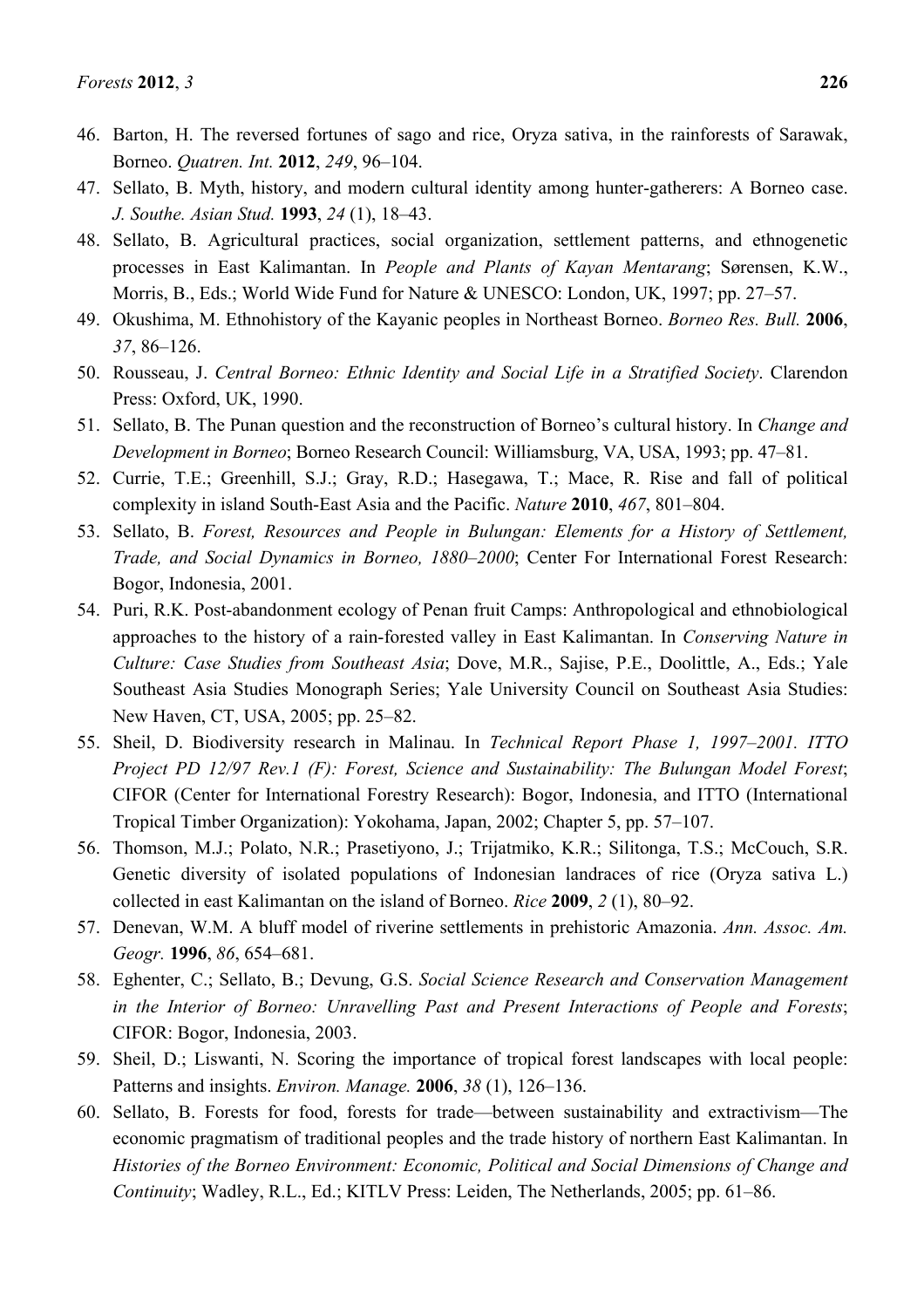46. Barton, H. The reversed fortunes of sago and rice, Oryza sativa, in the rainforests of Sarawak, Borneo. *Quatren. Int.* **2012**, *249*, 96–104.
47. Sellato, B. Myth, history, and modern cultural identity among hunter-gatherers: A Borneo case. *J. Southe. Asian Stud.* **1993**, *24* (1), 18–43.
48. Sellato, B. Agricultural practices, social organization, settlement patterns, and ethnogenetic processes in East Kalimantan. In *People and Plants of Kayan Mentarang*; Sørensen, K.W., Morris, B., Eds.; World Wide Fund for Nature & UNESCO: London, UK, 1997; pp. 27–57.
49. Okushima, M. Ethnohistory of the Kayanic peoples in Northeast Borneo. *Borneo Res. Bull.* **2006**, *37*, 86–126.
50. Rousseau, J. *Central Borneo: Ethnic Identity and Social Life in a Stratified Society*. Clarendon Press: Oxford, UK, 1990.
51. Sellato, B. The Punan question and the reconstruction of Borneo's cultural history. In *Change and Development in Borneo*; Borneo Research Council: Williamsburg, VA, USA, 1993; pp. 47–81.
52. Currie, T.E.; Greenhill, S.J.; Gray, R.D.; Hasegawa, T.; Mace, R. Rise and fall of political complexity in island South-East Asia and the Pacific. *Nature* **2010**, *467*, 801–804.
53. Sellato, B. *Forest, Resources and People in Bulungan: Elements for a History of Settlement, Trade, and Social Dynamics in Borneo, 1880–2000*; Center For International Forest Research: Bogor, Indonesia, 2001.
54. Puri, R.K. Post-abandonment ecology of Penan fruit Camps: Anthropological and ethnobiological approaches to the history of a rain-forested valley in East Kalimantan. In *Conserving Nature in Culture: Case Studies from Southeast Asia*; Dove, M.R., Sajise, P.E., Doolittle, A., Eds.; Yale Southeast Asia Studies Monograph Series; Yale University Council on Southeast Asia Studies: New Haven, CT, USA, 2005; pp. 25–82.
55. Sheil, D. Biodiversity research in Malinau. In *Technical Report Phase 1, 1997–2001. ITTO Project PD 12/97 Rev.1 (F): Forest, Science and Sustainability: The Bulungan Model Forest*; CIFOR (Center for International Forestry Research): Bogor, Indonesia, and ITTO (International Tropical Timber Organization): Yokohama, Japan, 2002; Chapter 5, pp. 57–107.
56. Thomson, M.J.; Polato, N.R.; Prasetiyono, J.; Trijatmiko, K.R.; Silitonga, T.S.; McCouch, S.R. Genetic diversity of isolated populations of Indonesian landraces of rice (Oryza sativa L.) collected in east Kalimantan on the island of Borneo. *Rice* **2009**, *2* (1), 80–92.
57. Denevan, W.M. A bluff model of riverine settlements in prehistoric Amazonia. *Ann. Assoc. Am. Geogr.* **1996**, *86*, 654–681.
58. Eghenter, C.; Sellato, B.; Devung, G.S. *Social Science Research and Conservation Management in the Interior of Borneo: Unravelling Past and Present Interactions of People and Forests*; CIFOR: Bogor, Indonesia, 2003.
59. Sheil, D.; Liswanti, N. Scoring the importance of tropical forest landscapes with local people: Patterns and insights. *Environ. Manage.* **2006**, *38* (1), 126–136.
60. Sellato, B. Forests for food, forests for trade—between sustainability and extractivism—The economic pragmatism of traditional peoples and the trade history of northern East Kalimantan. In *Histories of the Borneo Environment: Economic, Political and Social Dimensions of Change and Continuity*; Wadley, R.L., Ed.; KITLV Press: Leiden, The Netherlands, 2005; pp. 61–86.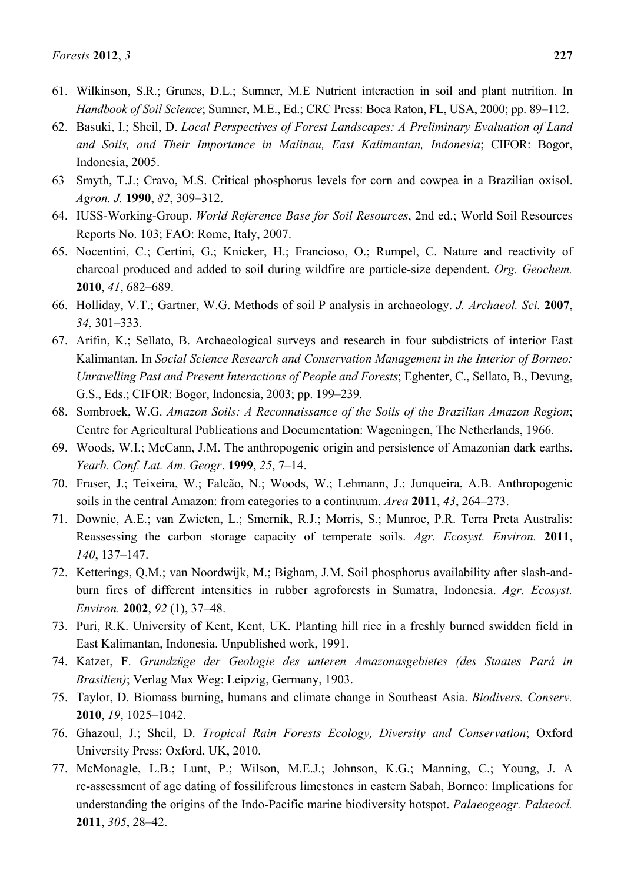61. Wilkinson, S.R.; Grunes, D.L.; Sumner, M.E Nutrient interaction in soil and plant nutrition. In *Handbook of Soil Science*; Sumner, M.E., Ed.; CRC Press: Boca Raton, FL, USA, 2000; pp. 89–112.
62. Basuki, I.; Sheil, D. *Local Perspectives of Forest Landscapes: A Preliminary Evaluation of Land and Soils, and Their Importance in Malinau, East Kalimantan, Indonesia*; CIFOR: Bogor, Indonesia, 2005.
63 Smyth, T.J.; Cravo, M.S. Critical phosphorus levels for corn and cowpea in a Brazilian oxisol. *Agron. J.* **1990**, *82*, 309–312.
64. IUSS-Working-Group. *World Reference Base for Soil Resources*, 2nd ed.; World Soil Resources Reports No. 103; FAO: Rome, Italy, 2007.
65. Nocentini, C.; Certini, G.; Knicker, H.; Francioso, O.; Rumpel, C. Nature and reactivity of charcoal produced and added to soil during wildfire are particle-size dependent. *Org. Geochem.* **2010**, *41*, 682–689.
66. Holliday, V.T.; Gartner, W.G. Methods of soil P analysis in archaeology. *J. Archaeol. Sci.* **2007**, *34*, 301–333.
67. Arifin, K.; Sellato, B. Archaeological surveys and research in four subdistricts of interior East Kalimantan. In *Social Science Research and Conservation Management in the Interior of Borneo: Unravelling Past and Present Interactions of People and Forests*; Eghenter, C., Sellato, B., Devung, G.S., Eds.; CIFOR: Bogor, Indonesia, 2003; pp. 199–239.
68. Sombroek, W.G. *Amazon Soils: A Reconnaissance of the Soils of the Brazilian Amazon Region*; Centre for Agricultural Publications and Documentation: Wageningen, The Netherlands, 1966.
69. Woods, W.I.; McCann, J.M. The anthropogenic origin and persistence of Amazonian dark earths. *Yearb. Conf. Lat. Am. Geogr*. **1999**, *25*, 7–14.
70. Fraser, J.; Teixeira, W.; Falcão, N.; Woods, W.; Lehmann, J.; Junqueira, A.B. Anthropogenic soils in the central Amazon: from categories to a continuum. *Area* **2011**, *43*, 264–273.
71. Downie, A.E.; van Zwieten, L.; Smernik, R.J.; Morris, S.; Munroe, P.R. Terra Preta Australis: Reassessing the carbon storage capacity of temperate soils. *Agr. Ecosyst. Environ.* **2011**, *140*, 137–147.
72. Ketterings, Q.M.; van Noordwijk, M.; Bigham, J.M. Soil phosphorus availability after slash-and-burn fires of different intensities in rubber agroforests in Sumatra, Indonesia. *Agr. Ecosyst. Environ.* **2002**, *92* (1), 37–48.
73. Puri, R.K. University of Kent, Kent, UK. Planting hill rice in a freshly burned swidden field in East Kalimantan, Indonesia. Unpublished work, 1991.
74. Katzer, F. *Grundzüge der Geologie des unteren Amazonasgebietes (des Staates Pará in Brasilien)*; Verlag Max Weg: Leipzig, Germany, 1903.
75. Taylor, D. Biomass burning, humans and climate change in Southeast Asia. *Biodivers. Conserv.* **2010**, *19*, 1025–1042.
76. Ghazoul, J.; Sheil, D. *Tropical Rain Forests Ecology, Diversity and Conservation*; Oxford University Press: Oxford, UK, 2010.
77. McMonagle, L.B.; Lunt, P.; Wilson, M.E.J.; Johnson, K.G.; Manning, C.; Young, J. A re-assessment of age dating of fossiliferous limestones in eastern Sabah, Borneo: Implications for understanding the origins of the Indo-Pacific marine biodiversity hotspot. *Palaeogeogr. Palaeocl.* **2011**, *305*, 28–42.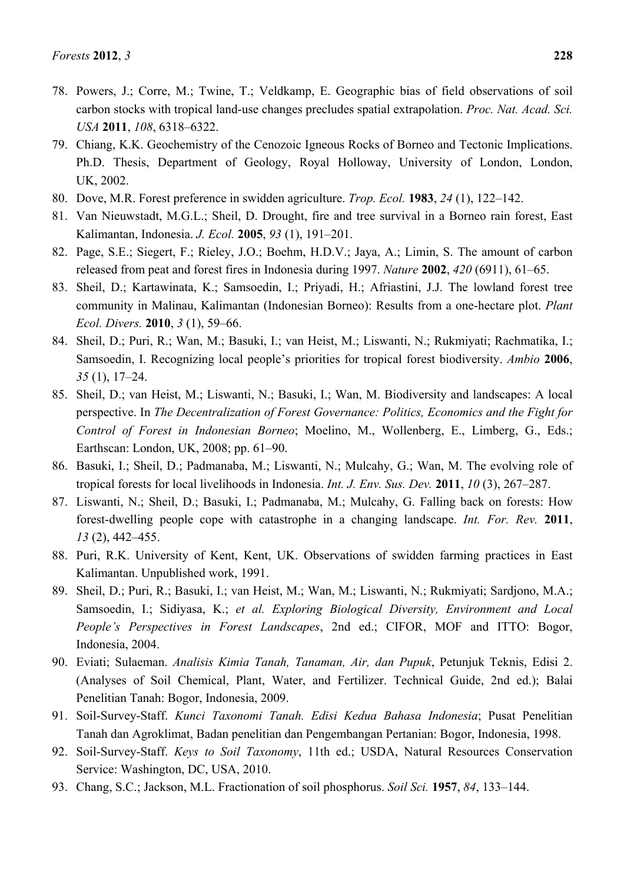78. Powers, J.; Corre, M.; Twine, T.; Veldkamp, E. Geographic bias of field observations of soil carbon stocks with tropical land-use changes precludes spatial extrapolation. *Proc. Nat. Acad. Sci. USA* **2011**, *108*, 6318–6322.
79. Chiang, K.K. Geochemistry of the Cenozoic Igneous Rocks of Borneo and Tectonic Implications. Ph.D. Thesis, Department of Geology, Royal Holloway, University of London, London, UK, 2002.
80. Dove, M.R. Forest preference in swidden agriculture. *Trop. Ecol.* **1983**, *24* (1), 122–142.
81. Van Nieuwstadt, M.G.L.; Sheil, D. Drought, fire and tree survival in a Borneo rain forest, East Kalimantan, Indonesia. *J. Ecol.* **2005**, *93* (1), 191–201.
82. Page, S.E.; Siegert, F.; Rieley, J.O.; Boehm, H.D.V.; Jaya, A.; Limin, S. The amount of carbon released from peat and forest fires in Indonesia during 1997. *Nature* **2002**, *420* (6911), 61–65.
83. Sheil, D.; Kartawinata, K.; Samsoedin, I.; Priyadi, H.; Afriastini, J.J. The lowland forest tree community in Malinau, Kalimantan (Indonesian Borneo): Results from a one-hectare plot. *Plant Ecol. Divers.* **2010**, *3* (1), 59–66.
84. Sheil, D.; Puri, R.; Wan, M.; Basuki, I.; van Heist, M.; Liswanti, N.; Rukmiyati; Rachmatika, I.; Samsoedin, I. Recognizing local people's priorities for tropical forest biodiversity. *Ambio* **2006**, *35* (1), 17–24.
85. Sheil, D.; van Heist, M.; Liswanti, N.; Basuki, I.; Wan, M. Biodiversity and landscapes: A local perspective. In *The Decentralization of Forest Governance: Politics, Economics and the Fight for Control of Forest in Indonesian Borneo*; Moelino, M., Wollenberg, E., Limberg, G., Eds.; Earthscan: London, UK, 2008; pp. 61–90.
86. Basuki, I.; Sheil, D.; Padmanaba, M.; Liswanti, N.; Mulcahy, G.; Wan, M. The evolving role of tropical forests for local livelihoods in Indonesia. *Int. J. Env. Sus. Dev.* **2011**, *10* (3), 267–287.
87. Liswanti, N.; Sheil, D.; Basuki, I.; Padmanaba, M.; Mulcahy, G. Falling back on forests: How forest-dwelling people cope with catastrophe in a changing landscape. *Int. For. Rev.* **2011**, *13* (2), 442–455.
88. Puri, R.K. University of Kent, Kent, UK. Observations of swidden farming practices in East Kalimantan. Unpublished work, 1991.
89. Sheil, D.; Puri, R.; Basuki, I.; van Heist, M.; Wan, M.; Liswanti, N.; Rukmiyati; Sardjono, M.A.; Samsoedin, I.; Sidiyasa, K.; *et al. Exploring Biological Diversity, Environment and Local People's Perspectives in Forest Landscapes*, 2nd ed.; CIFOR, MOF and ITTO: Bogor, Indonesia, 2004.
90. Eviati; Sulaeman. *Analisis Kimia Tanah, Tanaman, Air, dan Pupuk*, Petunjuk Teknis, Edisi 2. (Analyses of Soil Chemical, Plant, Water, and Fertilizer. Technical Guide, 2nd ed.); Balai Penelitian Tanah: Bogor, Indonesia, 2009.
91. Soil-Survey-Staff. *Kunci Taxonomi Tanah. Edisi Kedua Bahasa Indonesia*; Pusat Penelitian Tanah dan Agroklimat, Badan penelitian dan Pengembangan Pertanian: Bogor, Indonesia, 1998.
92. Soil-Survey-Staff. *Keys to Soil Taxonomy*, 11th ed.; USDA, Natural Resources Conservation Service: Washington, DC, USA, 2010.
93. Chang, S.C.; Jackson, M.L. Fractionation of soil phosphorus. *Soil Sci.* **1957**, *84*, 133–144.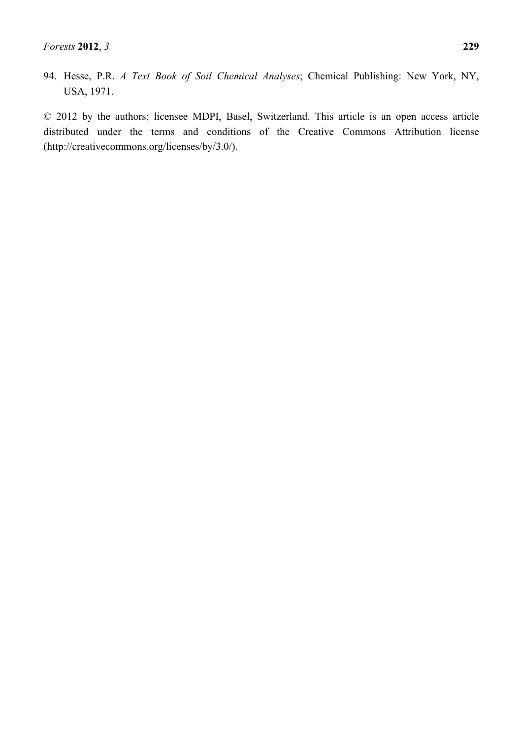94. Hesse, P.R. *A Text Book of Soil Chemical Analyses*; Chemical Publishing: New York, NY, USA, 1971.

© 2012 by the authors; licensee MDPI, Basel, Switzerland. This article is an open access article distributed under the terms and conditions of the Creative Commons Attribution license (http://creativecommons.org/licenses/by/3.0/).